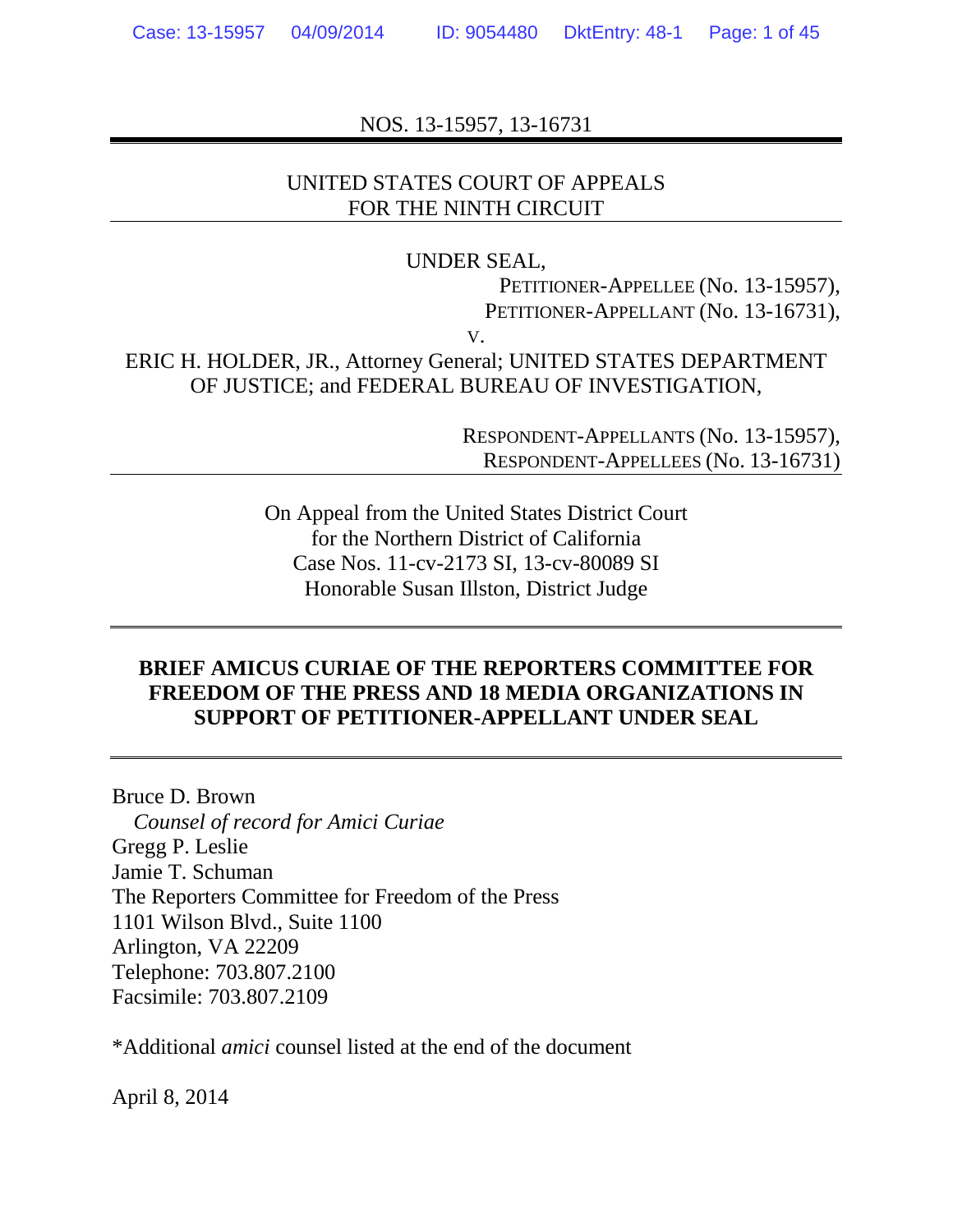NOS. 13-15957, 13-16731

---

UNITED STATES COURT OF APPEALS
FOR THE NINTH CIRCUIT

---

UNDER SEAL,

PETITIONER-APPELLEE (No. 13-15957),
PETITIONER-APPELLANT (No. 13-16731),

V.

ERIC H. HOLDER, JR., Attorney General; UNITED STATES DEPARTMENT OF JUSTICE; and FEDERAL BUREAU OF INVESTIGATION,

RESPONDENT-APPELLANTS (No. 13-15957),
RESPONDENT-APPELLEES (No. 13-16731)

---

On Appeal from the United States District Court
for the Northern District of California
Case Nos. 11-cv-2173 SI, 13-cv-80089 SI
Honorable Susan Illston, District Judge

---

**BRIEF AMICUS CURIAE OF THE REPORTERS COMMITTEE FOR FREEDOM OF THE PRESS AND 18 MEDIA ORGANIZATIONS IN SUPPORT OF PETITIONER-APPELLANT UNDER SEAL**

---

Bruce D. Brown
*Counsel of record for Amici Curiae*
Gregg P. Leslie
Jamie T. Schuman
The Reporters Committee for Freedom of the Press
1101 Wilson Blvd., Suite 1100
Arlington, VA 22209
Telephone: 703.807.2100
Facsimile: 703.807.2109

*Additional *amici* counsel listed at the end of the document

April 8, 2014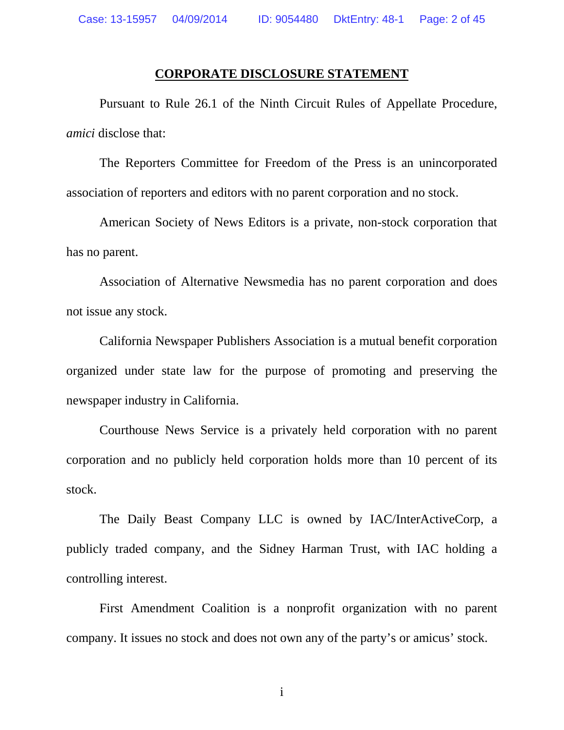**CORPORATE DISCLOSURE STATEMENT**

Pursuant to Rule 26.1 of the Ninth Circuit Rules of Appellate Procedure, *amici* disclose that:

The Reporters Committee for Freedom of the Press is an unincorporated association of reporters and editors with no parent corporation and no stock.

American Society of News Editors is a private, non-stock corporation that has no parent.

Association of Alternative Newsmedia has no parent corporation and does not issue any stock.

California Newspaper Publishers Association is a mutual benefit corporation organized under state law for the purpose of promoting and preserving the newspaper industry in California.

Courthouse News Service is a privately held corporation with no parent corporation and no publicly held corporation holds more than 10 percent of its stock.

The Daily Beast Company LLC is owned by IAC/InterActiveCorp, a publicly traded company, and the Sidney Harman Trust, with IAC holding a controlling interest.

First Amendment Coalition is a nonprofit organization with no parent company. It issues no stock and does not own any of the party's or amicus' stock.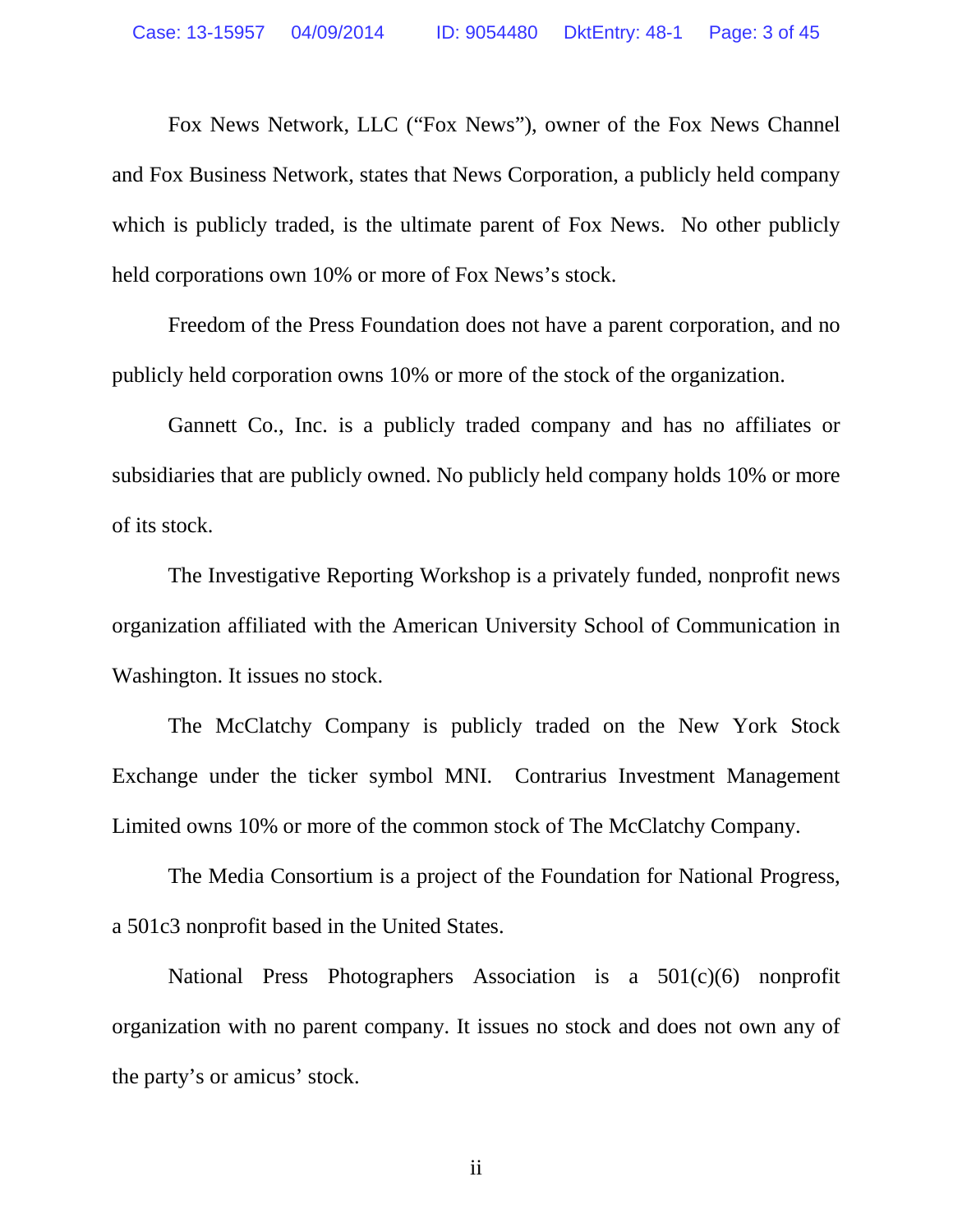Fox News Network, LLC ("Fox News"), owner of the Fox News Channel and Fox Business Network, states that News Corporation, a publicly held company which is publicly traded, is the ultimate parent of Fox News. No other publicly held corporations own 10% or more of Fox News's stock.

Freedom of the Press Foundation does not have a parent corporation, and no publicly held corporation owns 10% or more of the stock of the organization.

Gannett Co., Inc. is a publicly traded company and has no affiliates or subsidiaries that are publicly owned. No publicly held company holds 10% or more of its stock.

The Investigative Reporting Workshop is a privately funded, nonprofit news organization affiliated with the American University School of Communication in Washington. It issues no stock.

The McClatchy Company is publicly traded on the New York Stock Exchange under the ticker symbol MNI. Contrarius Investment Management Limited owns 10% or more of the common stock of The McClatchy Company.

The Media Consortium is a project of the Foundation for National Progress, a 501c3 nonprofit based in the United States.

National Press Photographers Association is a 501(c)(6) nonprofit organization with no parent company. It issues no stock and does not own any of the party's or amicus' stock.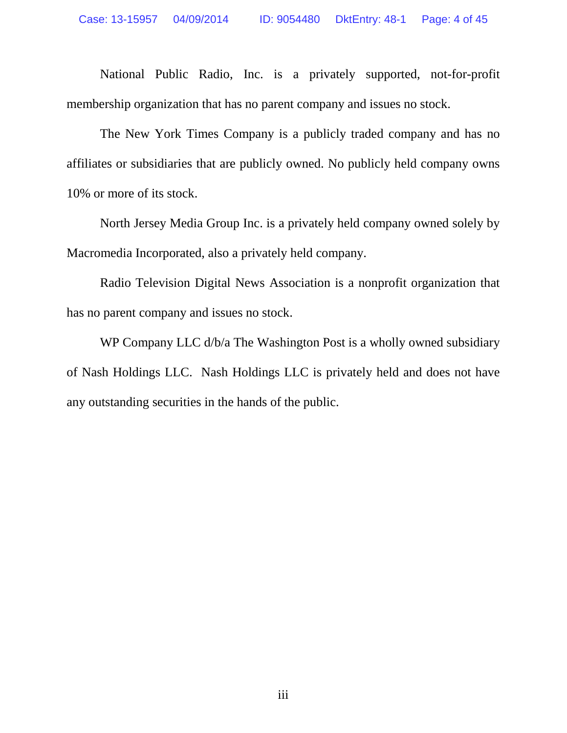National Public Radio, Inc. is a privately supported, not-for-profit membership organization that has no parent company and issues no stock.

The New York Times Company is a publicly traded company and has no affiliates or subsidiaries that are publicly owned. No publicly held company owns 10% or more of its stock.

North Jersey Media Group Inc. is a privately held company owned solely by Macromedia Incorporated, also a privately held company.

Radio Television Digital News Association is a nonprofit organization that has no parent company and issues no stock.

WP Company LLC d/b/a The Washington Post is a wholly owned subsidiary of Nash Holdings LLC. Nash Holdings LLC is privately held and does not have any outstanding securities in the hands of the public.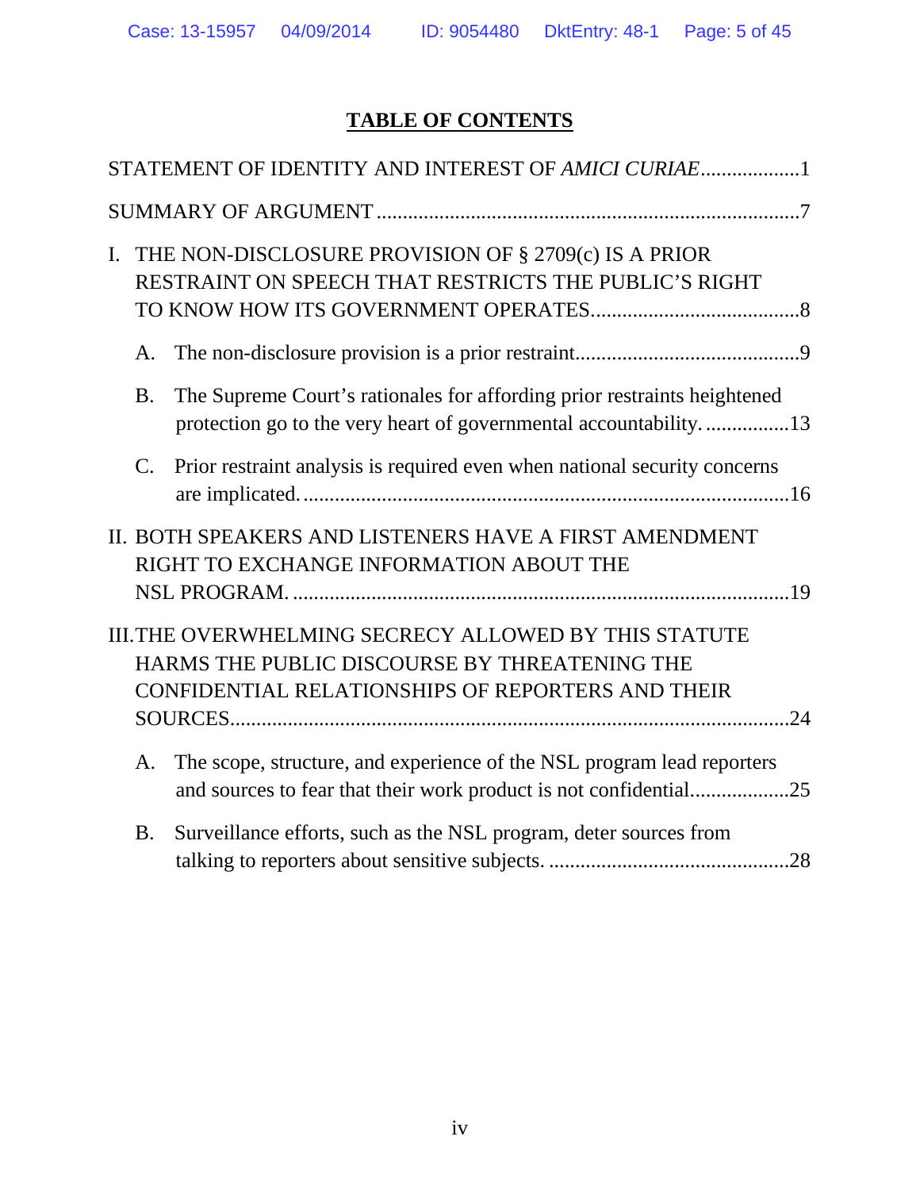# TABLE OF CONTENTS

STATEMENT OF IDENTITY AND INTEREST OF *AMICI CURIAE*...................1

SUMMARY OF ARGUMENT ...............................................................................7

I. THE NON-DISCLOSURE PROVISION OF § 2709(c) IS A PRIOR RESTRAINT ON SPEECH THAT RESTRICTS THE PUBLIC'S RIGHT TO KNOW HOW ITS GOVERNMENT OPERATES.......................................8

   A. The non-disclosure provision is a prior restraint...........................................9

   B. The Supreme Court's rationales for affording prior restraints heightened protection go to the very heart of governmental accountability. ................13

   C. Prior restraint analysis is required even when national security concerns are implicated. ............................................................................................16

II. BOTH SPEAKERS AND LISTENERS HAVE A FIRST AMENDMENT RIGHT TO EXCHANGE INFORMATION ABOUT THE NSL PROGRAM. ............................................................................................19

III. THE OVERWHELMING SECRECY ALLOWED BY THIS STATUTE HARMS THE PUBLIC DISCOURSE BY THREATENING THE CONFIDENTIAL RELATIONSHIPS OF REPORTERS AND THEIR SOURCES.........................................................................................................24

   A. The scope, structure, and experience of the NSL program lead reporters and sources to fear that their work product is not confidential..................25

   B. Surveillance efforts, such as the NSL program, deter sources from talking to reporters about sensitive subjects. .............................................28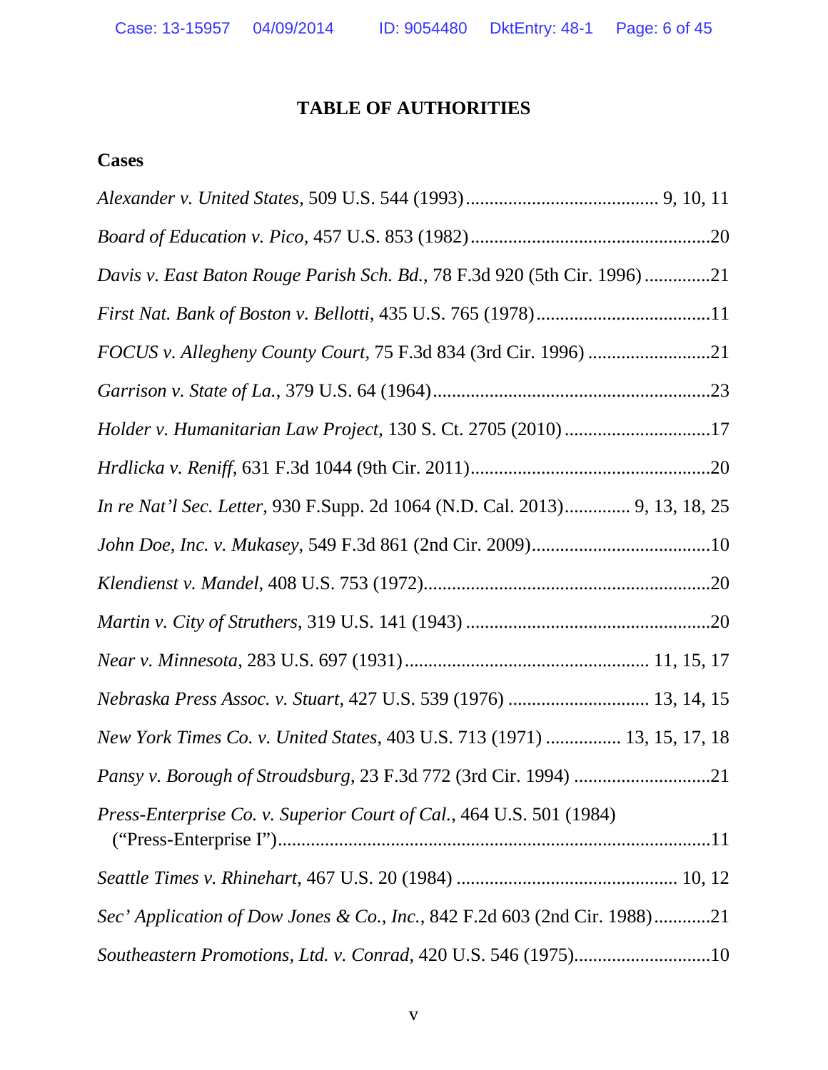# TABLE OF AUTHORITIES

## Cases

*Alexander v. United States*, 509 U.S. 544 (1993)........................................ 9, 10, 11

*Board of Education v. Pico,* 457 U.S. 853 (1982)..................................................20

*Davis v. East Baton Rouge Parish Sch. Bd.*, 78 F.3d 920 (5th Cir. 1996) .............21

*First Nat. Bank of Boston v. Bellotti*, 435 U.S. 765 (1978).....................................11

*FOCUS v. Allegheny County Court*, 75 F.3d 834 (3rd Cir. 1996) ..........................21

*Garrison v. State of La.*, 379 U.S. 64 (1964)..........................................................23

*Holder v. Humanitarian Law Project*, 130 S. Ct. 2705 (2010) ...............................17

*Hrdlicka v. Reniff*, 631 F.3d 1044 (9th Cir. 2011)...................................................20

*In re Nat'l Sec. Letter*, 930 F.Supp. 2d 1064 (N.D. Cal. 2013)............. 9, 13, 18, 25

*John Doe, Inc. v. Mukasey*, 549 F.3d 861 (2nd Cir. 2009)......................................10

*Klendienst v. Mandel*, 408 U.S. 753 (1972)............................................................20

*Martin v. City of Struthers*, 319 U.S. 141 (1943) ...................................................20

*Near v. Minnesota*, 283 U.S. 697 (1931).................................................. 11, 15, 17

*Nebraska Press Assoc. v. Stuart*, 427 U.S. 539 (1976) ............................. 13, 14, 15

*New York Times Co. v. United States*, 403 U.S. 713 (1971) ................ 13, 15, 17, 18

*Pansy v. Borough of Stroudsburg*, 23 F.3d 772 (3rd Cir. 1994) .............................21

*Press-Enterprise Co. v. Superior Court of Cal.*, 464 U.S. 501 (1984) ("Press-Enterprise I")...........................................................................................11

*Seattle Times v. Rhinehart*, 467 U.S. 20 (1984) ............................................... 10, 12

*Sec' Application of Dow Jones & Co., Inc.*, 842 F.2d 603 (2nd Cir. 1988)............21

*Southeastern Promotions, Ltd. v. Conrad*, 420 U.S. 546 (1975).............................10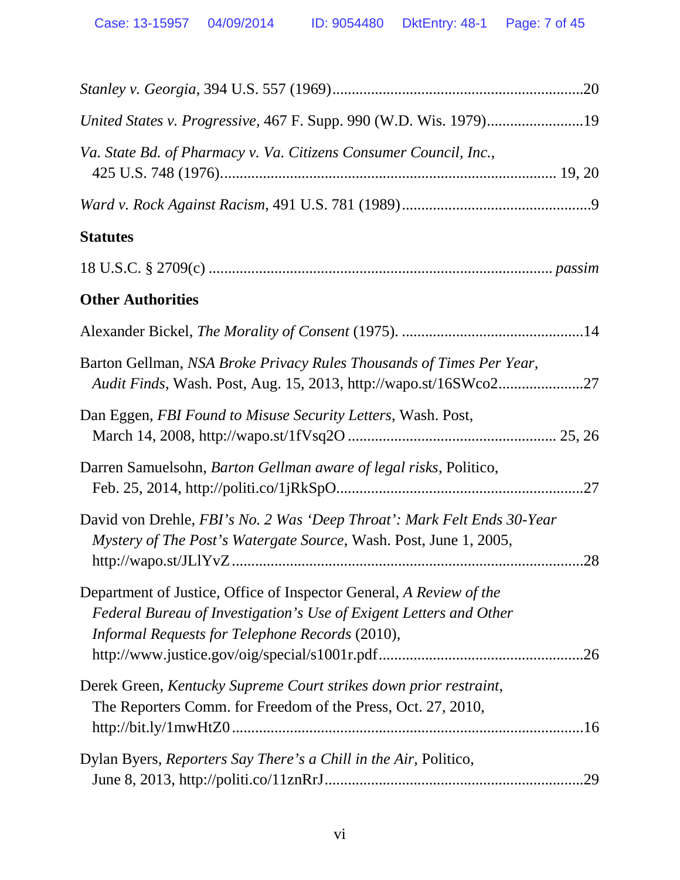*Stanley v. Georgia*, 394 U.S. 557 (1969)................................................................20

*United States v. Progressive*, 467 F. Supp. 990 (W.D. Wis. 1979).........................19

*Va. State Bd. of Pharmacy v. Va. Citizens Consumer Council, Inc.*, 425 U.S. 748 (1976)..................................................................................... 19, 20

*Ward v. Rock Against Racism*, 491 U.S. 781 (1989).................................................9

**Statutes**

18 U.S.C. § 2709(c) ....................................................................................... *passim*

**Other Authorities**

Alexander Bickel, *The Morality of Consent* (1975). ...............................................14

Barton Gellman, *NSA Broke Privacy Rules Thousands of Times Per Year, Audit Finds*, Wash. Post, Aug. 15, 2013, http://wapo.st/16SWco2......................27

Dan Eggen, *FBI Found to Misuse Security Letters*, Wash. Post, March 14, 2008, http://wapo.st/1fVsq2O ..................................................... 25, 26

Darren Samuelsohn, *Barton Gellman aware of legal risks*, Politico, Feb. 25, 2014, http://politi.co/1jRkSpO................................................................27

David von Drehle, *FBI's No. 2 Was 'Deep Throat': Mark Felt Ends 30-Year Mystery of The Post's Watergate Source*, Wash. Post, June 1, 2005, http://wapo.st/JLlYvZ ..........................................................................................28

Department of Justice, Office of Inspector General, *A Review of the Federal Bureau of Investigation's Use of Exigent Letters and Other Informal Requests for Telephone Records* (2010), http://www.justice.gov/oig/special/s1001r.pdf.....................................................26

Derek Green, *Kentucky Supreme Court strikes down prior restraint*, The Reporters Comm. for Freedom of the Press, Oct. 27, 2010, http://bit.ly/1mwHtZ0 ..........................................................................................16

Dylan Byers, *Reporters Say There's a Chill in the Air*, Politico, June 8, 2013, http://politi.co/11znRrJ..................................................................29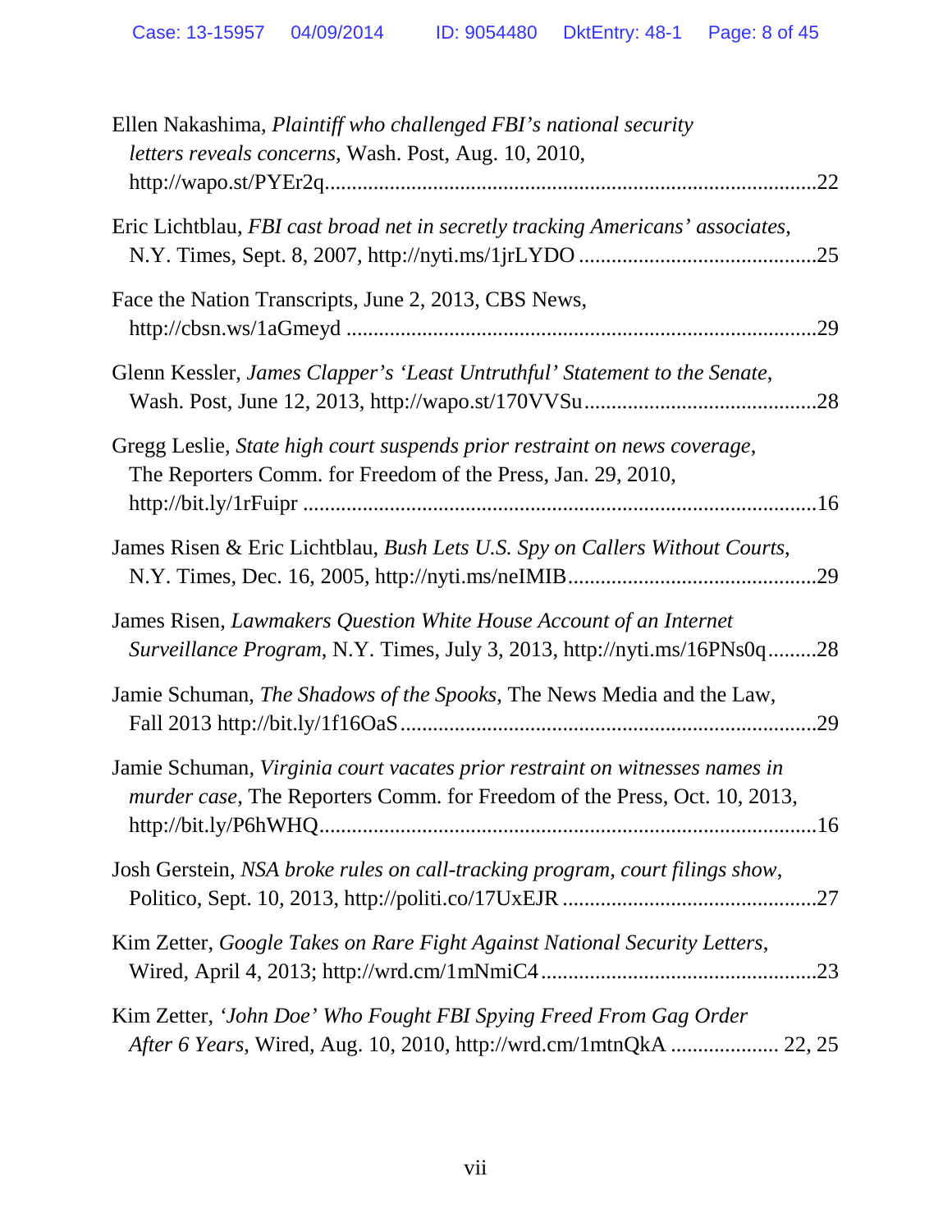Ellen Nakashima, *Plaintiff who challenged FBI's national security letters reveals concerns*, Wash. Post, Aug. 10, 2010, http://wapo.st/PYEr2q ........................................................................................22

Eric Lichtblau, *FBI cast broad net in secretly tracking Americans' associates*, N.Y. Times, Sept. 8, 2007, http://nyti.ms/1jrLYDO ...........................................25

Face the Nation Transcripts, June 2, 2013, CBS News, http://cbsn.ws/1aGmeyd .....................................................................................29

Glenn Kessler, *James Clapper's 'Least Untruthful' Statement to the Senate*, Wash. Post, June 12, 2013, http://wapo.st/170VVSu ..........................................28

Gregg Leslie, *State high court suspends prior restraint on news coverage*, The Reporters Comm. for Freedom of the Press, Jan. 29, 2010, http://bit.ly/1rFuipr .............................................................................................16

James Risen & Eric Lichtblau, *Bush Lets U.S. Spy on Callers Without Courts*, N.Y. Times, Dec. 16, 2005, http://nyti.ms/neIMIB.............................................29

James Risen, *Lawmakers Question White House Account of an Internet Surveillance Program*, N.Y. Times, July 3, 2013, http://nyti.ms/16PNs0q.........28

Jamie Schuman, *The Shadows of the Spooks*, The News Media and the Law, Fall 2013 http://bit.ly/1f16OaS...........................................................................29

Jamie Schuman, *Virginia court vacates prior restraint on witnesses names in murder case*, The Reporters Comm. for Freedom of the Press, Oct. 10, 2013, http://bit.ly/P6hWHQ...........................................................................................16

Josh Gerstein, *NSA broke rules on call-tracking program, court filings show*, Politico, Sept. 10, 2013, http://politi.co/17UxEJR ..............................................27

Kim Zetter, *Google Takes on Rare Fight Against National Security Letters*, Wired, April 4, 2013; http://wrd.cm/1mNmiC4..................................................23

Kim Zetter, *'John Doe' Who Fought FBI Spying Freed From Gag Order After 6 Years*, Wired, Aug. 10, 2010, http://wrd.cm/1mtnQkA .................... 22, 25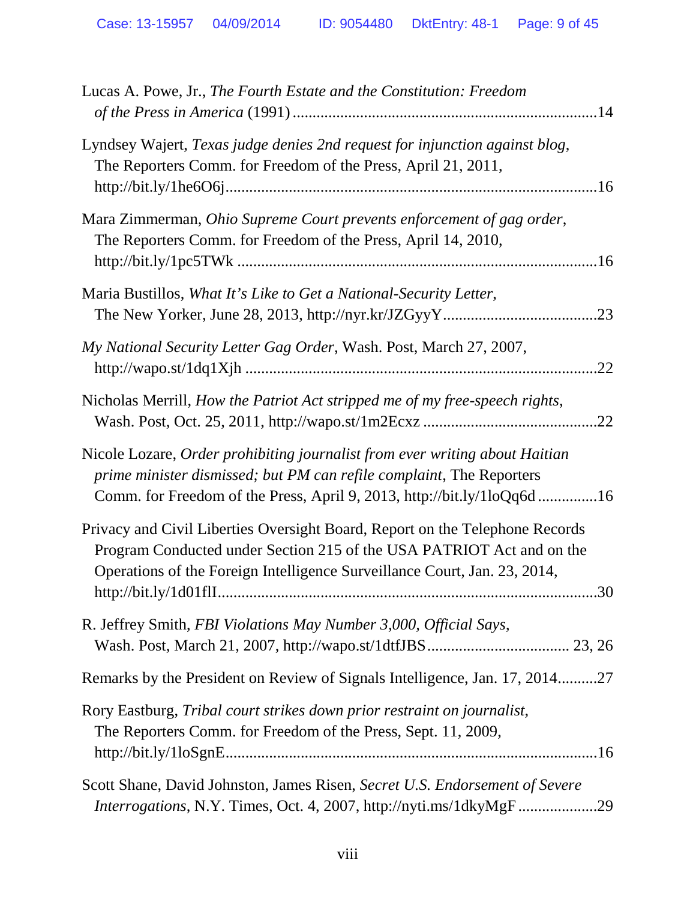Lucas A. Powe, Jr., *The Fourth Estate and the Constitution: Freedom of the Press in America* (1991) .......................................................................... 14

Lyndsey Wajert, *Texas judge denies 2nd request for injunction against blog*, The Reporters Comm. for Freedom of the Press, April 21, 2011, http://bit.ly/1he6O6j .......................................................................................... 16

Mara Zimmerman, *Ohio Supreme Court prevents enforcement of gag order*, The Reporters Comm. for Freedom of the Press, April 14, 2010, http://bit.ly/1pc5TWk ......................................................................................... 16

Maria Bustillos, *What It's Like to Get a National-Security Letter*, The New Yorker, June 28, 2013, http://nyr.kr/JZGyyY ...................................... 23

*My National Security Letter Gag Order*, Wash. Post, March 27, 2007, http://wapo.st/1dq1Xjh ......................................................................................... 22

Nicholas Merrill, *How the Patriot Act stripped me of my free-speech rights*, Wash. Post, Oct. 25, 2011, http://wapo.st/1m2Ecxz ........................................... 22

Nicole Lozare, *Order prohibiting journalist from ever writing about Haitian prime minister dismissed; but PM can refile complaint*, The Reporters Comm. for Freedom of the Press, April 9, 2013, http://bit.ly/1loQq6d ............... 16

Privacy and Civil Liberties Oversight Board, Report on the Telephone Records Program Conducted under Section 215 of the USA PATRIOT Act and on the Operations of the Foreign Intelligence Surveillance Court, Jan. 23, 2014, http://bit.ly/1d01flI ............................................................................................ 30

R. Jeffrey Smith, *FBI Violations May Number 3,000, Official Says*, Wash. Post, March 21, 2007, http://wapo.st/1dtfJBS .................................. 23, 26

Remarks by the President on Review of Signals Intelligence, Jan. 17, 2014 .......... 27

Rory Eastburg, *Tribal court strikes down prior restraint on journalist*, The Reporters Comm. for Freedom of the Press, Sept. 11, 2009, http://bit.ly/1loSgnE ............................................................................................ 16

Scott Shane, David Johnston, James Risen, *Secret U.S. Endorsement of Severe Interrogations*, N.Y. Times, Oct. 4, 2007, http://nyti.ms/1dkyMgF .................... 29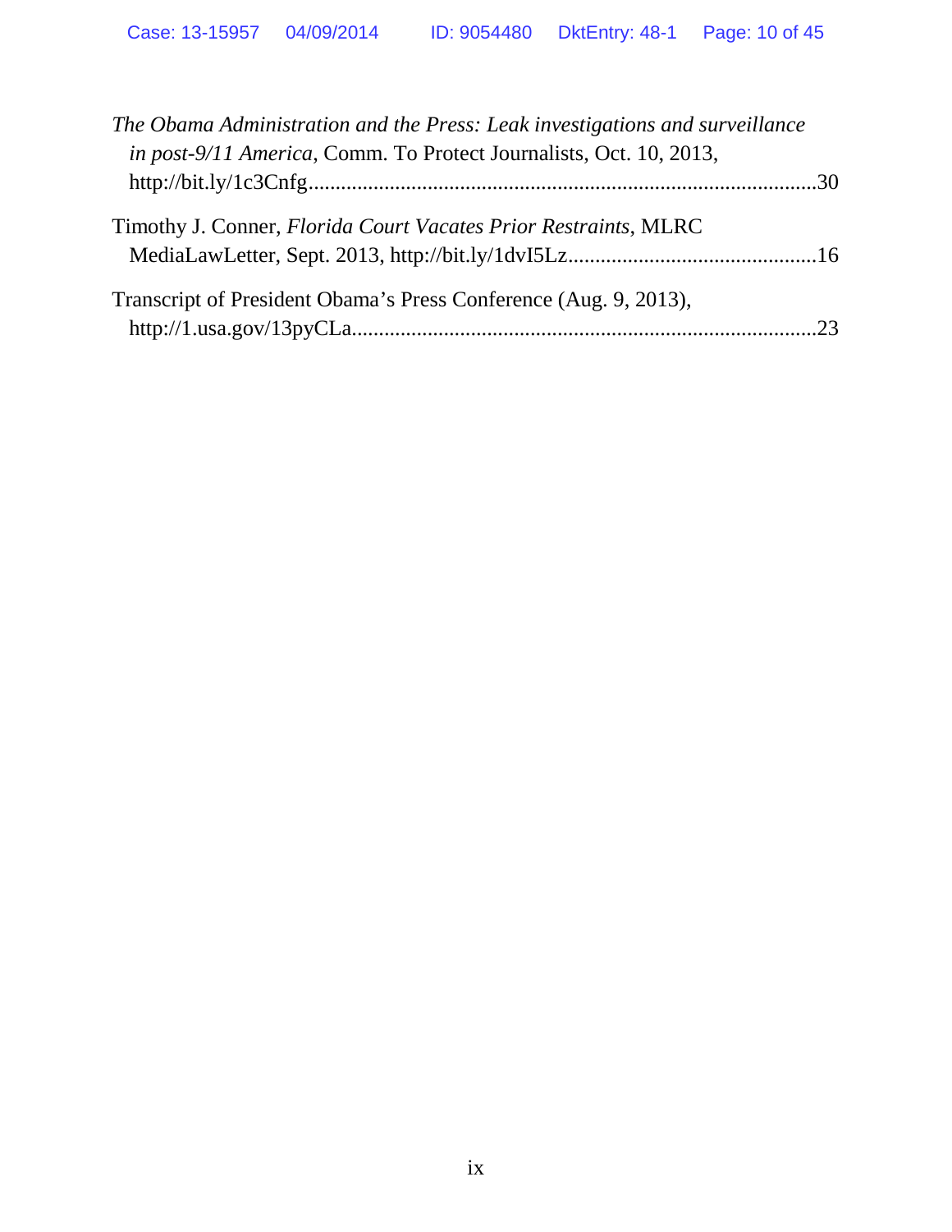*The Obama Administration and the Press: Leak investigations and surveillance in post-9/11 America*, Comm. To Protect Journalists, Oct. 10, 2013, http://bit.ly/1c3Cnfg..............................................................................................30

Timothy J. Conner, *Florida Court Vacates Prior Restraints*, MLRC MediaLawLetter, Sept. 2013, http://bit.ly/1dvI5Lz..............................................16

Transcript of President Obama's Press Conference (Aug. 9, 2013), http://1.usa.gov/13pyCLa......................................................................................23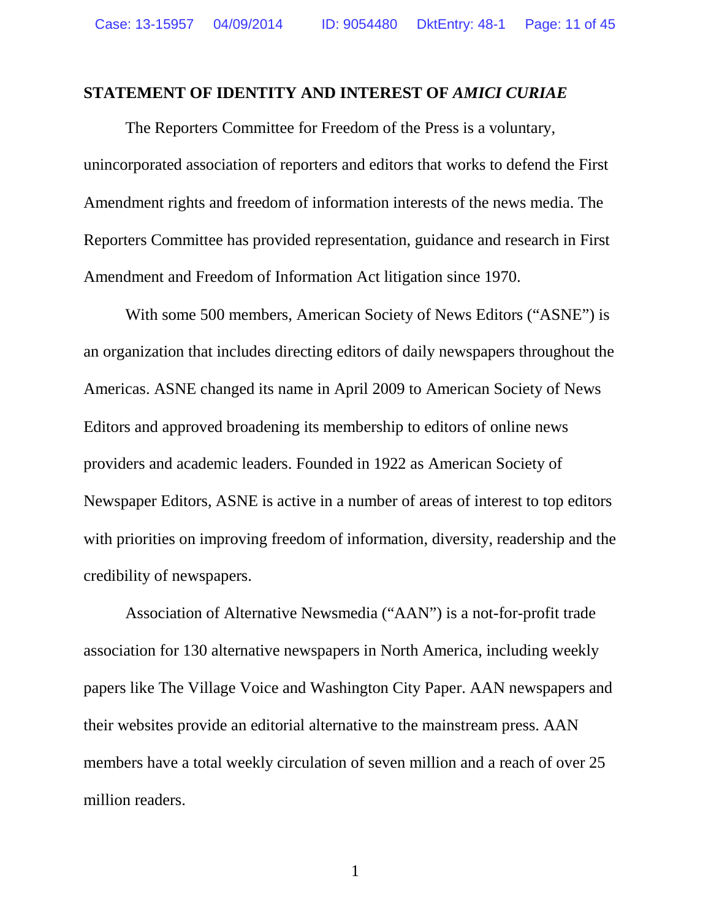## STATEMENT OF IDENTITY AND INTEREST OF *AMICI CURIAE*

The Reporters Committee for Freedom of the Press is a voluntary, unincorporated association of reporters and editors that works to defend the First Amendment rights and freedom of information interests of the news media. The Reporters Committee has provided representation, guidance and research in First Amendment and Freedom of Information Act litigation since 1970.

With some 500 members, American Society of News Editors ("ASNE") is an organization that includes directing editors of daily newspapers throughout the Americas. ASNE changed its name in April 2009 to American Society of News Editors and approved broadening its membership to editors of online news providers and academic leaders. Founded in 1922 as American Society of Newspaper Editors, ASNE is active in a number of areas of interest to top editors with priorities on improving freedom of information, diversity, readership and the credibility of newspapers.

Association of Alternative Newsmedia ("AAN") is a not-for-profit trade association for 130 alternative newspapers in North America, including weekly papers like The Village Voice and Washington City Paper. AAN newspapers and their websites provide an editorial alternative to the mainstream press. AAN members have a total weekly circulation of seven million and a reach of over 25 million readers.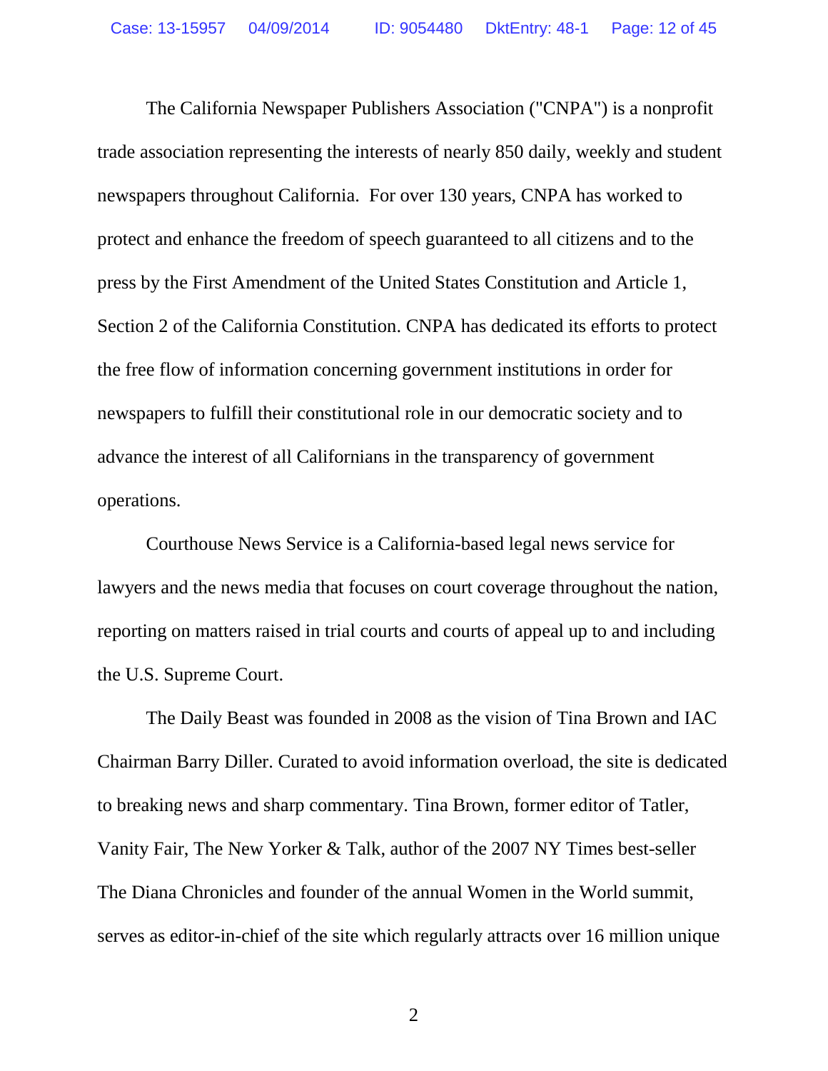The California Newspaper Publishers Association ("CNPA") is a nonprofit trade association representing the interests of nearly 850 daily, weekly and student newspapers throughout California. For over 130 years, CNPA has worked to protect and enhance the freedom of speech guaranteed to all citizens and to the press by the First Amendment of the United States Constitution and Article 1, Section 2 of the California Constitution. CNPA has dedicated its efforts to protect the free flow of information concerning government institutions in order for newspapers to fulfill their constitutional role in our democratic society and to advance the interest of all Californians in the transparency of government operations.

Courthouse News Service is a California-based legal news service for lawyers and the news media that focuses on court coverage throughout the nation, reporting on matters raised in trial courts and courts of appeal up to and including the U.S. Supreme Court.

The Daily Beast was founded in 2008 as the vision of Tina Brown and IAC Chairman Barry Diller. Curated to avoid information overload, the site is dedicated to breaking news and sharp commentary. Tina Brown, former editor of Tatler, Vanity Fair, The New Yorker & Talk, author of the 2007 NY Times best-seller The Diana Chronicles and founder of the annual Women in the World summit, serves as editor-in-chief of the site which regularly attracts over 16 million unique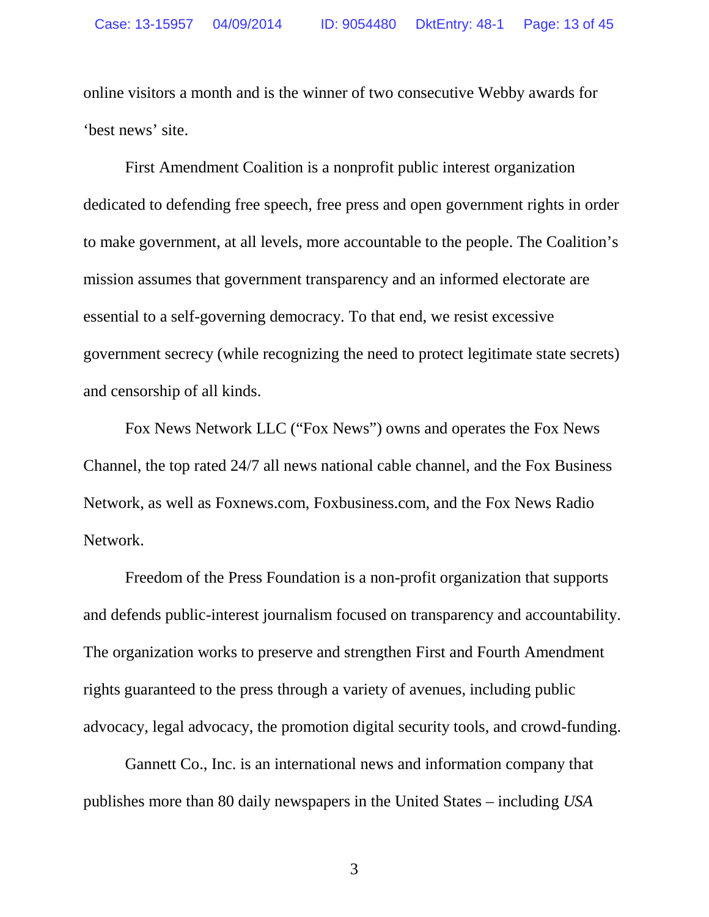online visitors a month and is the winner of two consecutive Webby awards for ‘best news’ site.

First Amendment Coalition is a nonprofit public interest organization dedicated to defending free speech, free press and open government rights in order to make government, at all levels, more accountable to the people. The Coalition’s mission assumes that government transparency and an informed electorate are essential to a self-governing democracy. To that end, we resist excessive government secrecy (while recognizing the need to protect legitimate state secrets) and censorship of all kinds.

Fox News Network LLC (“Fox News”) owns and operates the Fox News Channel, the top rated 24/7 all news national cable channel, and the Fox Business Network, as well as Foxnews.com, Foxbusiness.com, and the Fox News Radio Network.

Freedom of the Press Foundation is a non-profit organization that supports and defends public-interest journalism focused on transparency and accountability. The organization works to preserve and strengthen First and Fourth Amendment rights guaranteed to the press through a variety of avenues, including public advocacy, legal advocacy, the promotion digital security tools, and crowd-funding.

Gannett Co., Inc. is an international news and information company that publishes more than 80 daily newspapers in the United States – including *USA*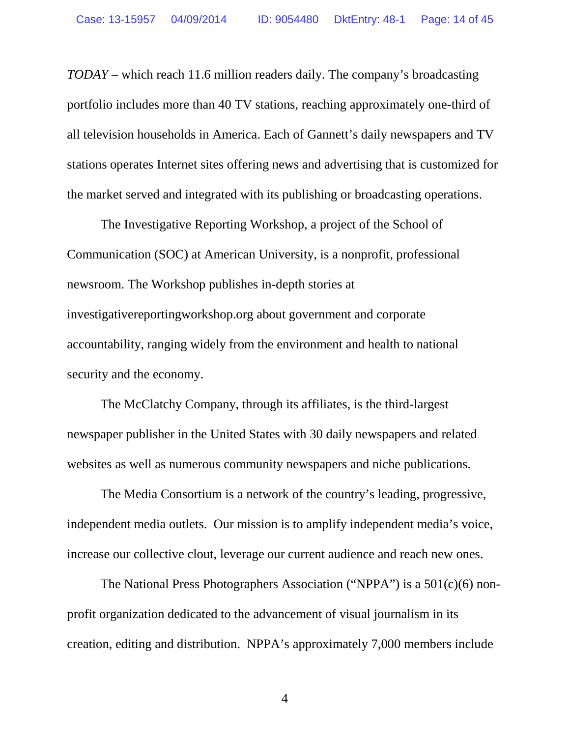*TODAY* – which reach 11.6 million readers daily. The company's broadcasting portfolio includes more than 40 TV stations, reaching approximately one-third of all television households in America. Each of Gannett's daily newspapers and TV stations operates Internet sites offering news and advertising that is customized for the market served and integrated with its publishing or broadcasting operations.

The Investigative Reporting Workshop, a project of the School of Communication (SOC) at American University, is a nonprofit, professional newsroom. The Workshop publishes in-depth stories at investigativereportingworkshop.org about government and corporate accountability, ranging widely from the environment and health to national security and the economy.

The McClatchy Company, through its affiliates, is the third-largest newspaper publisher in the United States with 30 daily newspapers and related websites as well as numerous community newspapers and niche publications.

The Media Consortium is a network of the country's leading, progressive, independent media outlets. Our mission is to amplify independent media's voice, increase our collective clout, leverage our current audience and reach new ones.

The National Press Photographers Association ("NPPA") is a 501(c)(6) non-profit organization dedicated to the advancement of visual journalism in its creation, editing and distribution. NPPA's approximately 7,000 members include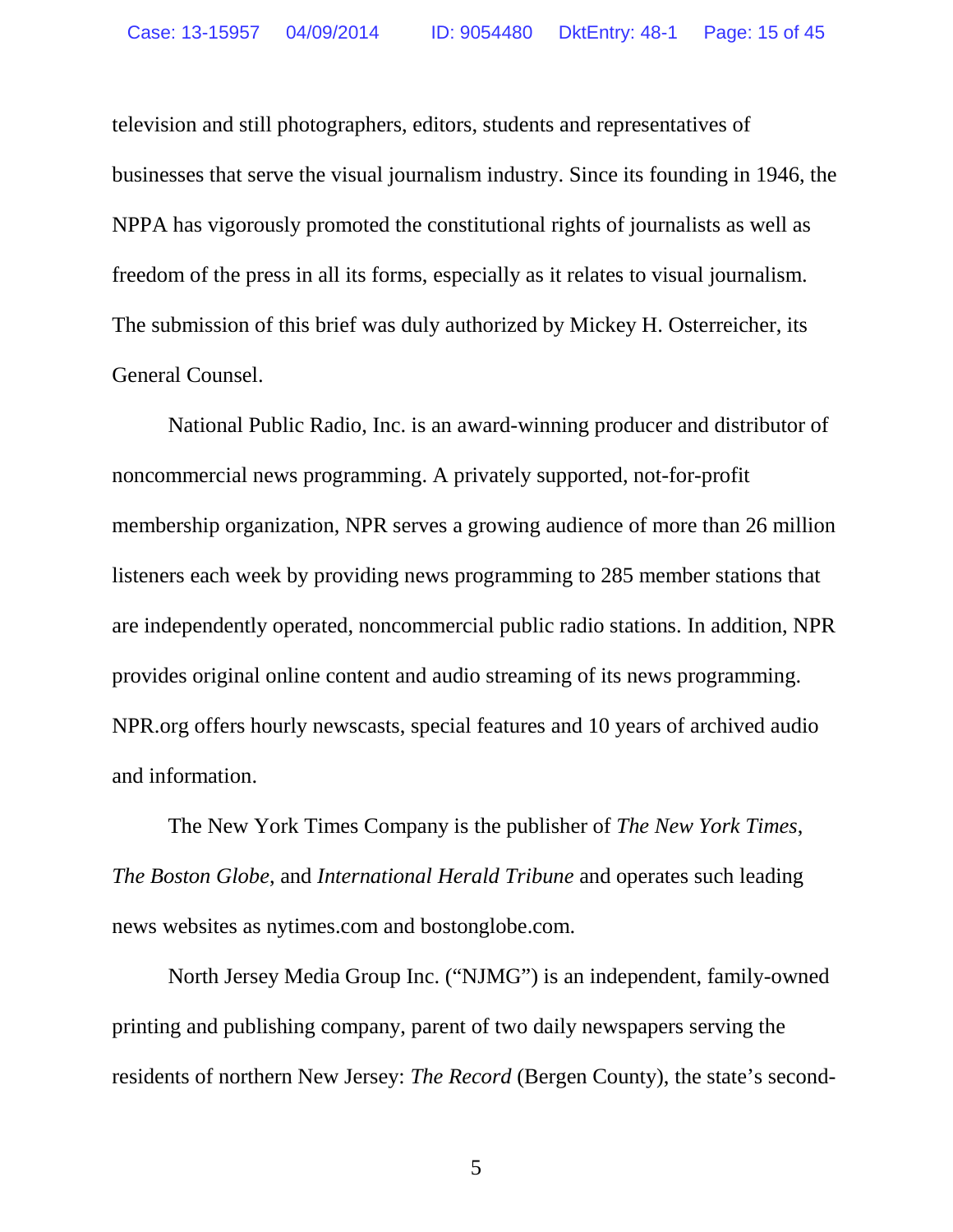television and still photographers, editors, students and representatives of businesses that serve the visual journalism industry. Since its founding in 1946, the NPPA has vigorously promoted the constitutional rights of journalists as well as freedom of the press in all its forms, especially as it relates to visual journalism. The submission of this brief was duly authorized by Mickey H. Osterreicher, its General Counsel.

National Public Radio, Inc. is an award-winning producer and distributor of noncommercial news programming. A privately supported, not-for-profit membership organization, NPR serves a growing audience of more than 26 million listeners each week by providing news programming to 285 member stations that are independently operated, noncommercial public radio stations. In addition, NPR provides original online content and audio streaming of its news programming. NPR.org offers hourly newscasts, special features and 10 years of archived audio and information.

The New York Times Company is the publisher of *The New York Times*, *The Boston Globe*, and *International Herald Tribune* and operates such leading news websites as nytimes.com and bostonglobe.com.

North Jersey Media Group Inc. ("NJMG") is an independent, family-owned printing and publishing company, parent of two daily newspapers serving the residents of northern New Jersey: *The Record* (Bergen County), the state's second-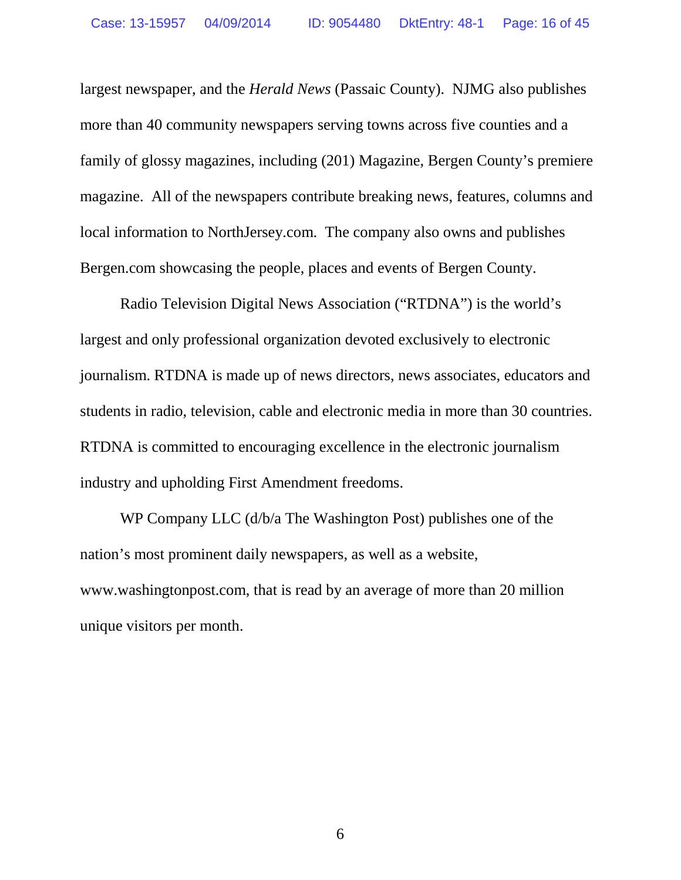largest newspaper, and the *Herald News* (Passaic County). NJMG also publishes more than 40 community newspapers serving towns across five counties and a family of glossy magazines, including (201) Magazine, Bergen County's premiere magazine. All of the newspapers contribute breaking news, features, columns and local information to NorthJersey.com. The company also owns and publishes Bergen.com showcasing the people, places and events of Bergen County.

Radio Television Digital News Association ("RTDNA") is the world's largest and only professional organization devoted exclusively to electronic journalism. RTDNA is made up of news directors, news associates, educators and students in radio, television, cable and electronic media in more than 30 countries. RTDNA is committed to encouraging excellence in the electronic journalism industry and upholding First Amendment freedoms.

WP Company LLC (d/b/a The Washington Post) publishes one of the nation's most prominent daily newspapers, as well as a website, www.washingtonpost.com, that is read by an average of more than 20 million unique visitors per month.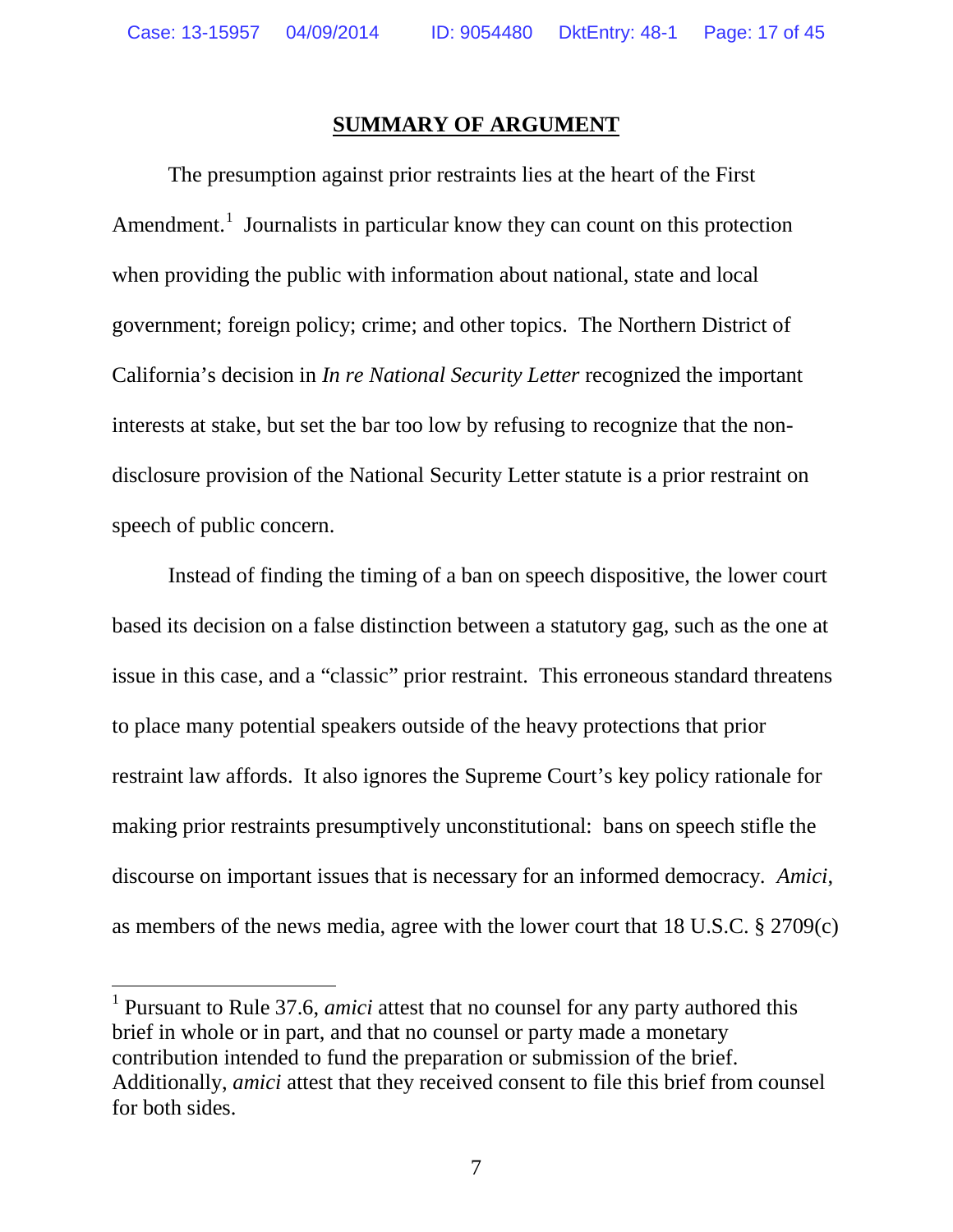## **SUMMARY OF ARGUMENT**

The presumption against prior restraints lies at the heart of the First Amendment.[1] Journalists in particular know they can count on this protection when providing the public with information about national, state and local government; foreign policy; crime; and other topics. The Northern District of California's decision in *In re National Security Letter* recognized the important interests at stake, but set the bar too low by refusing to recognize that the non-disclosure provision of the National Security Letter statute is a prior restraint on speech of public concern.

Instead of finding the timing of a ban on speech dispositive, the lower court based its decision on a false distinction between a statutory gag, such as the one at issue in this case, and a "classic" prior restraint. This erroneous standard threatens to place many potential speakers outside of the heavy protections that prior restraint law affords. It also ignores the Supreme Court's key policy rationale for making prior restraints presumptively unconstitutional: bans on speech stifle the discourse on important issues that is necessary for an informed democracy. *Amici*, as members of the news media, agree with the lower court that 18 U.S.C. § 2709(c)

---

[1] Pursuant to Rule 37.6, *amici* attest that no counsel for any party authored this brief in whole or in part, and that no counsel or party made a monetary contribution intended to fund the preparation or submission of the brief. Additionally, *amici* attest that they received consent to file this brief from counsel for both sides.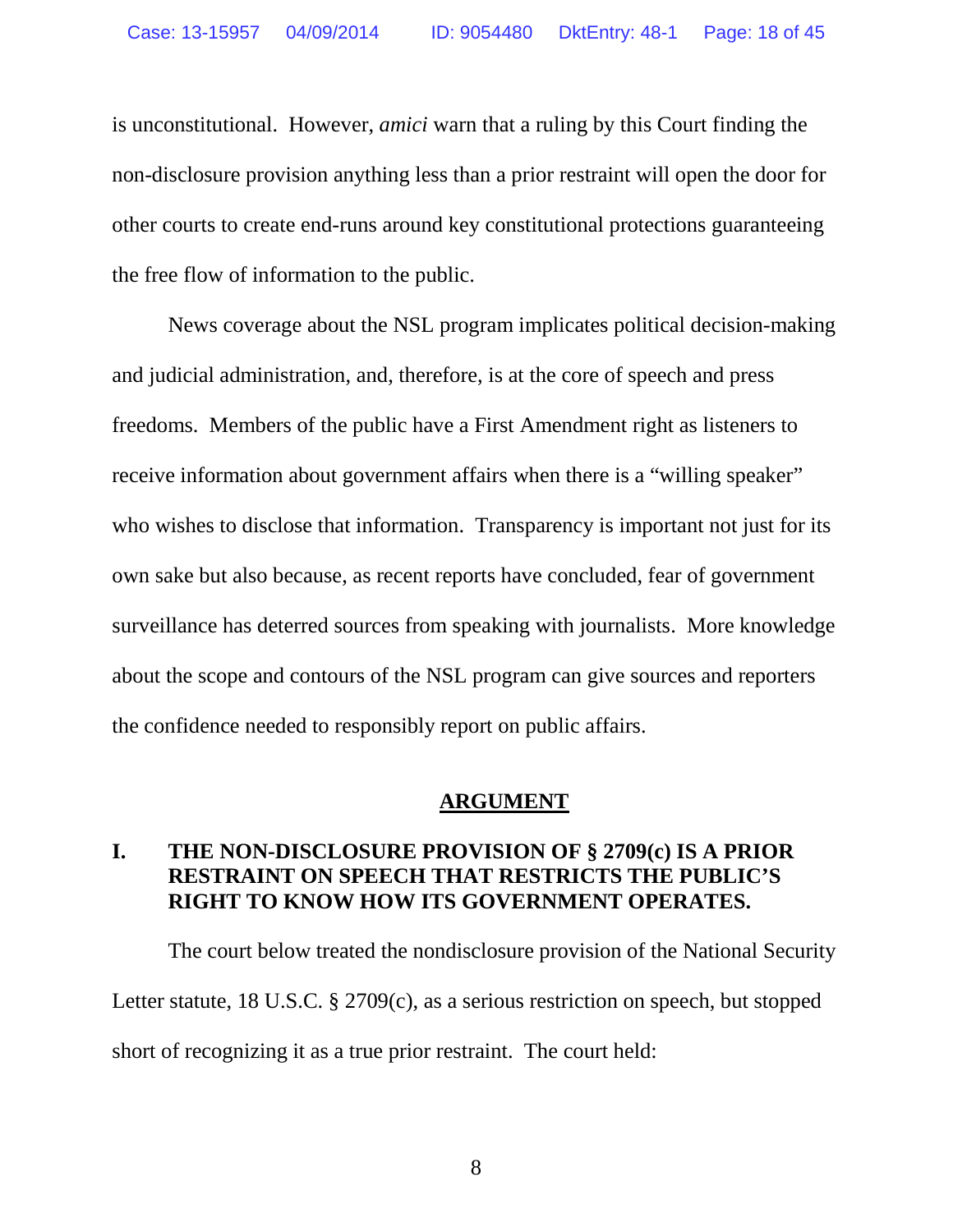is unconstitutional. However, *amici* warn that a ruling by this Court finding the non-disclosure provision anything less than a prior restraint will open the door for other courts to create end-runs around key constitutional protections guaranteeing the free flow of information to the public.

News coverage about the NSL program implicates political decision-making and judicial administration, and, therefore, is at the core of speech and press freedoms. Members of the public have a First Amendment right as listeners to receive information about government affairs when there is a "willing speaker" who wishes to disclose that information. Transparency is important not just for its own sake but also because, as recent reports have concluded, fear of government surveillance has deterred sources from speaking with journalists. More knowledge about the scope and contours of the NSL program can give sources and reporters the confidence needed to responsibly report on public affairs.

## ARGUMENT

### I. THE NON-DISCLOSURE PROVISION OF § 2709(c) IS A PRIOR RESTRAINT ON SPEECH THAT RESTRICTS THE PUBLIC'S RIGHT TO KNOW HOW ITS GOVERNMENT OPERATES.

The court below treated the nondisclosure provision of the National Security Letter statute, 18 U.S.C. § 2709(c), as a serious restriction on speech, but stopped short of recognizing it as a true prior restraint. The court held: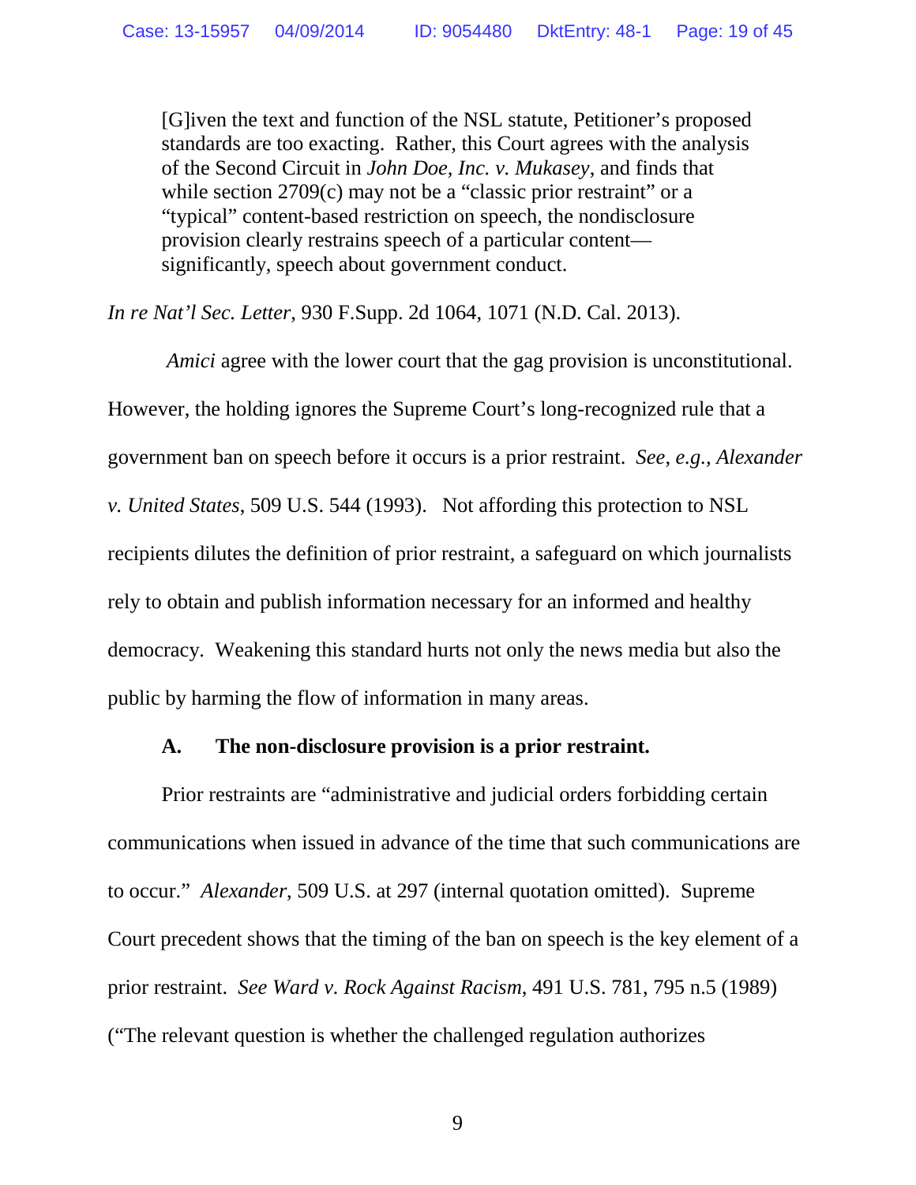> [G]iven the text and function of the NSL statute, Petitioner's proposed standards are too exacting. Rather, this Court agrees with the analysis of the Second Circuit in *John Doe, Inc. v. Mukasey*, and finds that while section 2709(c) may not be a "classic prior restraint" or a "typical" content-based restriction on speech, the nondisclosure provision clearly restrains speech of a particular content—significantly, speech about government conduct.

*In re Nat'l Sec. Letter*, 930 F.Supp. 2d 1064, 1071 (N.D. Cal. 2013).

*Amici* agree with the lower court that the gag provision is unconstitutional. However, the holding ignores the Supreme Court's long-recognized rule that a government ban on speech before it occurs is a prior restraint. *See, e.g.*, *Alexander v. United States*, 509 U.S. 544 (1993). Not affording this protection to NSL recipients dilutes the definition of prior restraint, a safeguard on which journalists rely to obtain and publish information necessary for an informed and healthy democracy. Weakening this standard hurts not only the news media but also the public by harming the flow of information in many areas.

### A. The non-disclosure provision is a prior restraint.

Prior restraints are "administrative and judicial orders forbidding certain communications when issued in advance of the time that such communications are to occur." *Alexander*, 509 U.S. at 297 (internal quotation omitted). Supreme Court precedent shows that the timing of the ban on speech is the key element of a prior restraint. *See Ward v. Rock Against Racism*, 491 U.S. 781, 795 n.5 (1989) ("The relevant question is whether the challenged regulation authorizes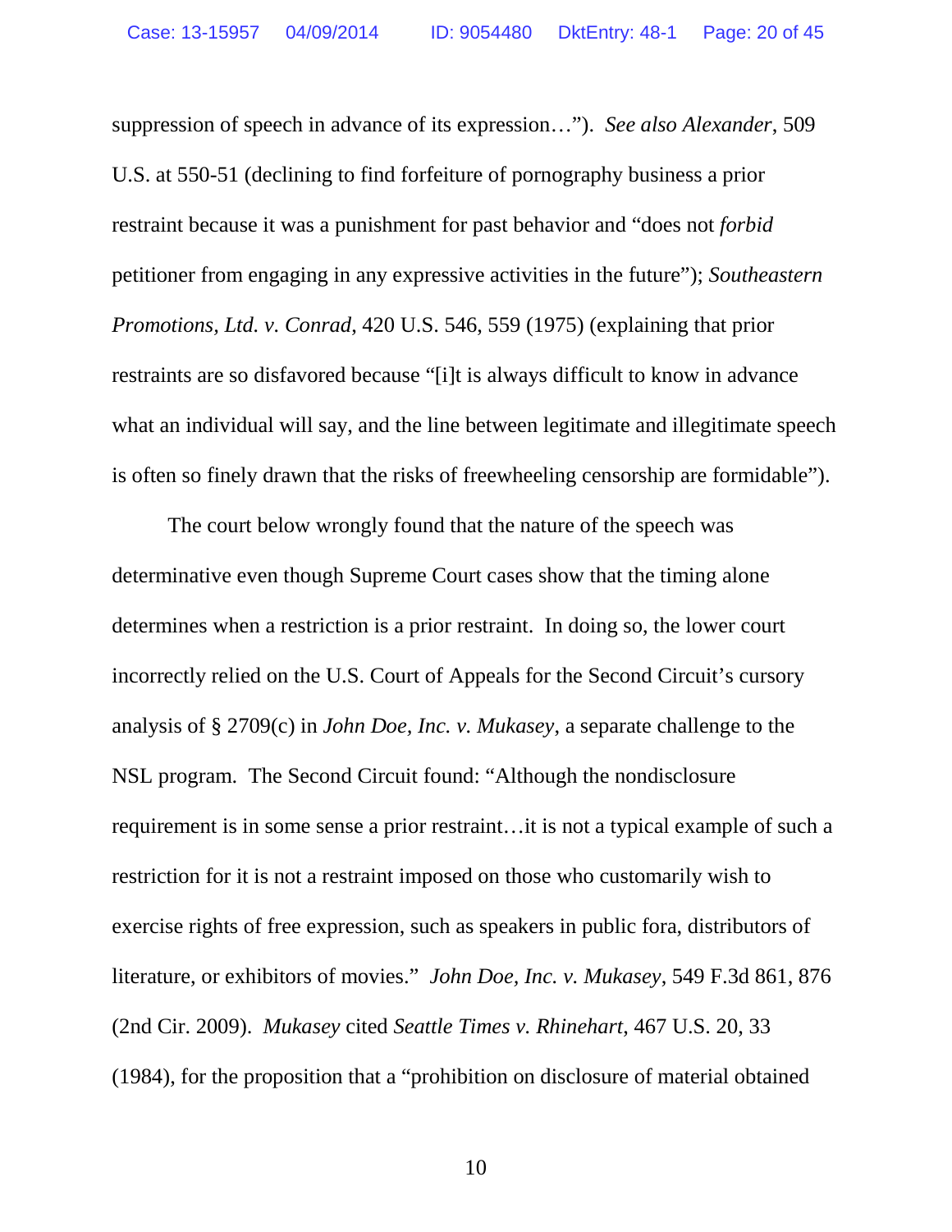suppression of speech in advance of its expression…"). *See also Alexander*, 509 U.S. at 550-51 (declining to find forfeiture of pornography business a prior restraint because it was a punishment for past behavior and "does not *forbid* petitioner from engaging in any expressive activities in the future"); *Southeastern Promotions, Ltd. v. Conrad*, 420 U.S. 546, 559 (1975) (explaining that prior restraints are so disfavored because "[i]t is always difficult to know in advance what an individual will say, and the line between legitimate and illegitimate speech is often so finely drawn that the risks of freewheeling censorship are formidable").

The court below wrongly found that the nature of the speech was determinative even though Supreme Court cases show that the timing alone determines when a restriction is a prior restraint. In doing so, the lower court incorrectly relied on the U.S. Court of Appeals for the Second Circuit's cursory analysis of § 2709(c) in *John Doe, Inc. v. Mukasey*, a separate challenge to the NSL program. The Second Circuit found: "Although the nondisclosure requirement is in some sense a prior restraint…it is not a typical example of such a restriction for it is not a restraint imposed on those who customarily wish to exercise rights of free expression, such as speakers in public fora, distributors of literature, or exhibitors of movies." *John Doe, Inc. v. Mukasey*, 549 F.3d 861, 876 (2nd Cir. 2009). *Mukasey* cited *Seattle Times v. Rhinehart*, 467 U.S. 20, 33 (1984), for the proposition that a "prohibition on disclosure of material obtained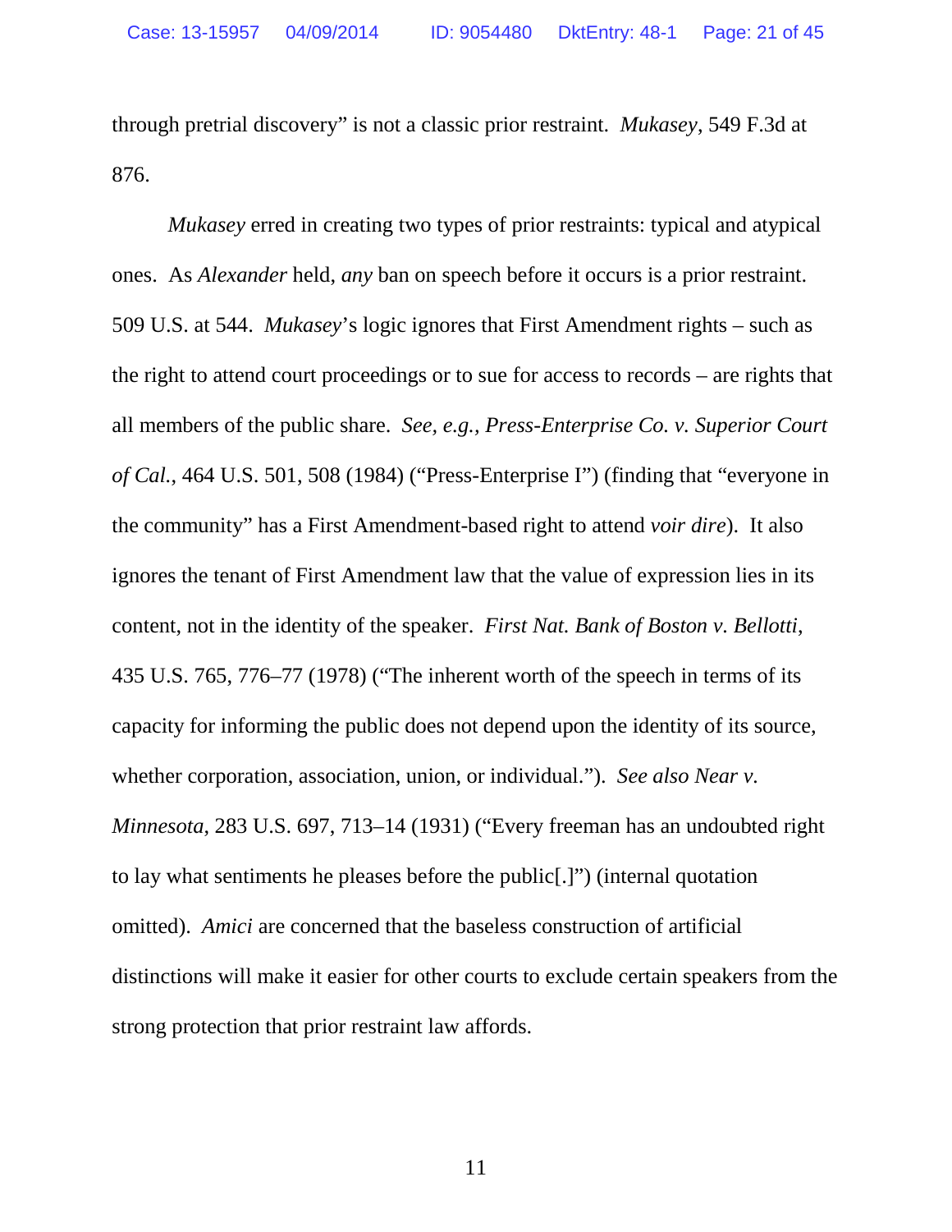through pretrial discovery" is not a classic prior restraint. *Mukasey*, 549 F.3d at 876.

*Mukasey* erred in creating two types of prior restraints: typical and atypical ones. As *Alexander* held, *any* ban on speech before it occurs is a prior restraint. 509 U.S. at 544. *Mukasey*'s logic ignores that First Amendment rights – such as the right to attend court proceedings or to sue for access to records – are rights that all members of the public share. *See, e.g.*, *Press-Enterprise Co. v. Superior Court of Cal.*, 464 U.S. 501, 508 (1984) ("Press-Enterprise I") (finding that "everyone in the community" has a First Amendment-based right to attend *voir dire*). It also ignores the tenant of First Amendment law that the value of expression lies in its content, not in the identity of the speaker. *First Nat. Bank of Boston v. Bellotti*, 435 U.S. 765, 776–77 (1978) ("The inherent worth of the speech in terms of its capacity for informing the public does not depend upon the identity of its source, whether corporation, association, union, or individual."). *See also Near v. Minnesota*, 283 U.S. 697, 713–14 (1931) ("Every freeman has an undoubted right to lay what sentiments he pleases before the public[.]") (internal quotation omitted). *Amici* are concerned that the baseless construction of artificial distinctions will make it easier for other courts to exclude certain speakers from the strong protection that prior restraint law affords.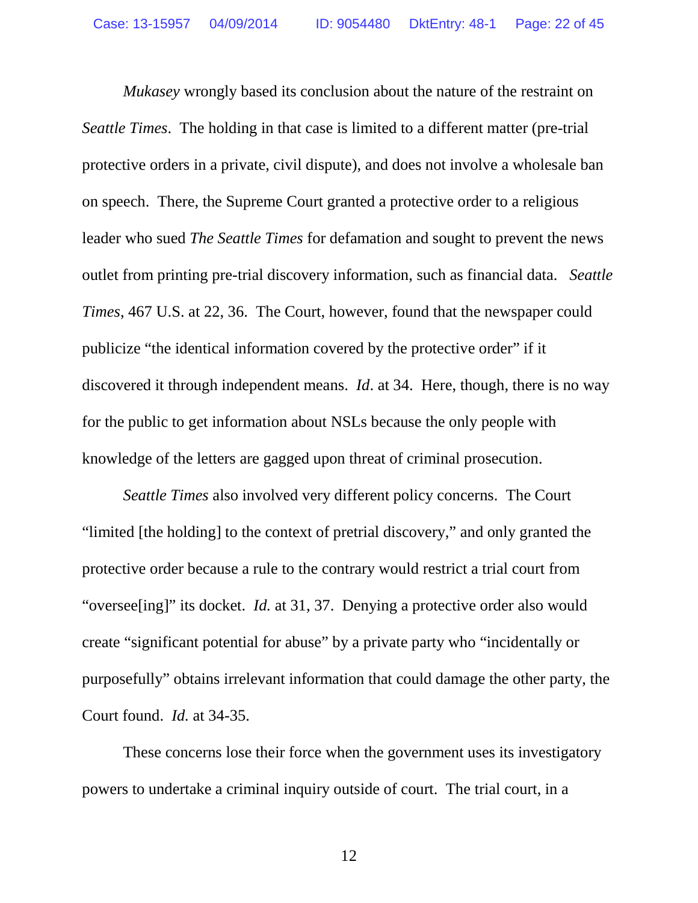*Mukasey* wrongly based its conclusion about the nature of the restraint on *Seattle Times*. The holding in that case is limited to a different matter (pre-trial protective orders in a private, civil dispute), and does not involve a wholesale ban on speech. There, the Supreme Court granted a protective order to a religious leader who sued *The Seattle Times* for defamation and sought to prevent the news outlet from printing pre-trial discovery information, such as financial data. *Seattle Times*, 467 U.S. at 22, 36. The Court, however, found that the newspaper could publicize "the identical information covered by the protective order" if it discovered it through independent means. *Id*. at 34. Here, though, there is no way for the public to get information about NSLs because the only people with knowledge of the letters are gagged upon threat of criminal prosecution.

*Seattle Times* also involved very different policy concerns. The Court "limited [the holding] to the context of pretrial discovery," and only granted the protective order because a rule to the contrary would restrict a trial court from "oversee[ing]" its docket. *Id.* at 31, 37. Denying a protective order also would create "significant potential for abuse" by a private party who "incidentally or purposefully" obtains irrelevant information that could damage the other party, the Court found. *Id.* at 34-35.

These concerns lose their force when the government uses its investigatory powers to undertake a criminal inquiry outside of court. The trial court, in a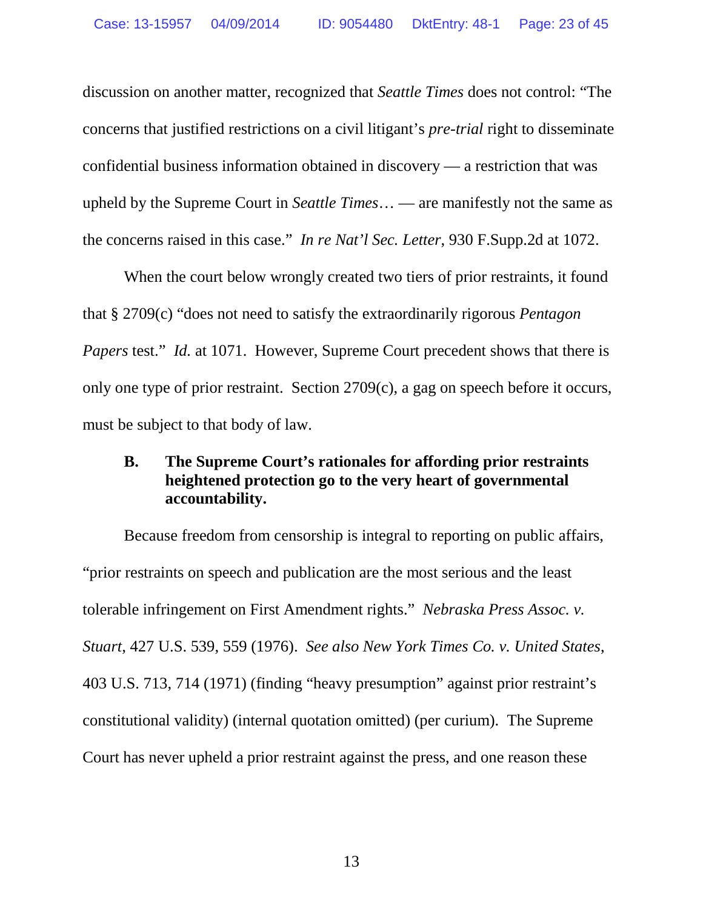discussion on another matter, recognized that *Seattle Times* does not control: "The concerns that justified restrictions on a civil litigant's *pre-trial* right to disseminate confidential business information obtained in discovery — a restriction that was upheld by the Supreme Court in *Seattle Times*… — are manifestly not the same as the concerns raised in this case." *In re Nat'l Sec. Letter*, 930 F.Supp.2d at 1072.

When the court below wrongly created two tiers of prior restraints, it found that § 2709(c) "does not need to satisfy the extraordinarily rigorous *Pentagon Papers* test." *Id.* at 1071. However, Supreme Court precedent shows that there is only one type of prior restraint. Section 2709(c), a gag on speech before it occurs, must be subject to that body of law.

### B. The Supreme Court's rationales for affording prior restraints heightened protection go to the very heart of governmental accountability.

Because freedom from censorship is integral to reporting on public affairs, "prior restraints on speech and publication are the most serious and the least tolerable infringement on First Amendment rights." *Nebraska Press Assoc. v. Stuart*, 427 U.S. 539, 559 (1976). *See also New York Times Co. v. United States*, 403 U.S. 713, 714 (1971) (finding "heavy presumption" against prior restraint's constitutional validity) (internal quotation omitted) (per curium). The Supreme Court has never upheld a prior restraint against the press, and one reason these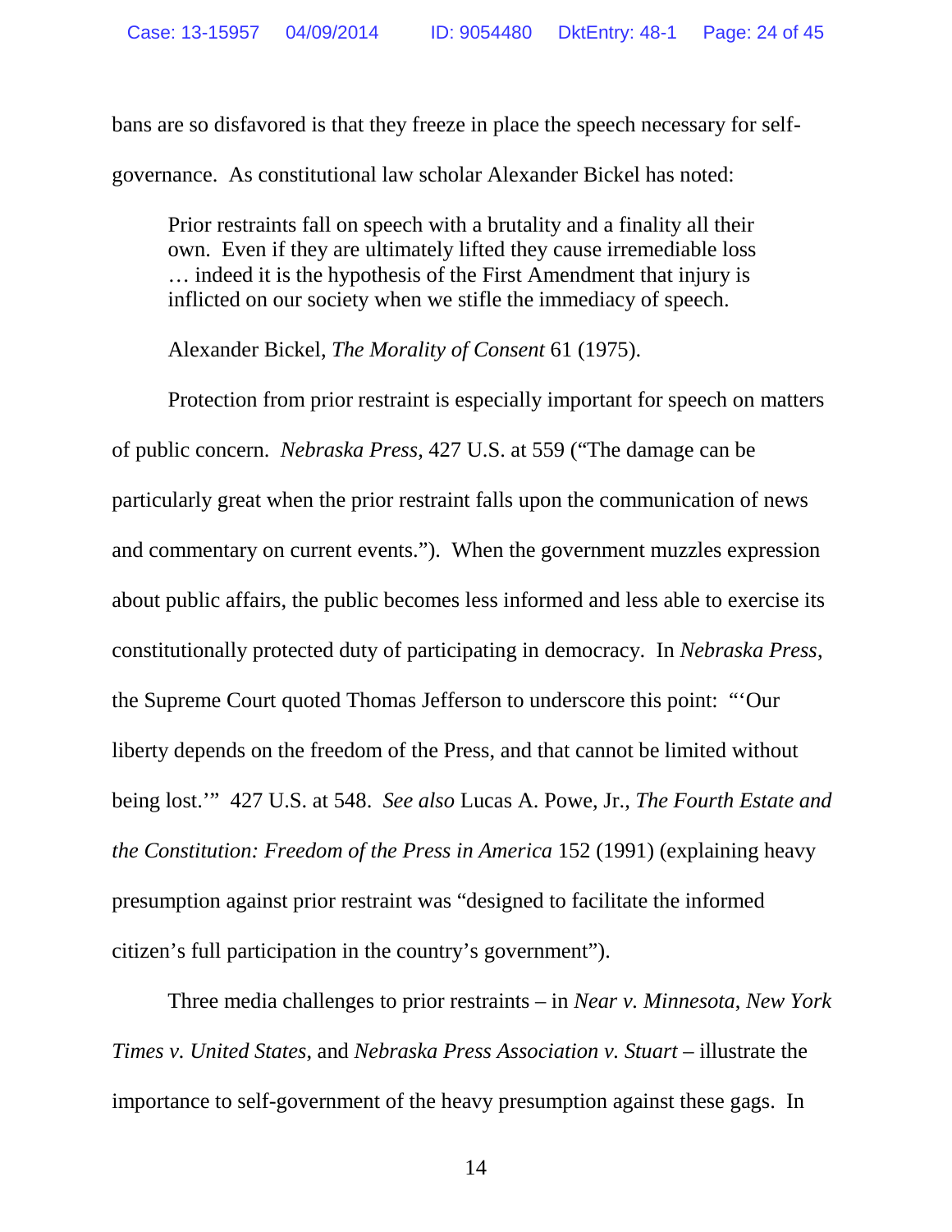bans are so disfavored is that they freeze in place the speech necessary for self-governance. As constitutional law scholar Alexander Bickel has noted:

> Prior restraints fall on speech with a brutality and a finality all their own. Even if they are ultimately lifted they cause irremediable loss … indeed it is the hypothesis of the First Amendment that injury is inflicted on our society when we stifle the immediacy of speech.
>
> Alexander Bickel, *The Morality of Consent* 61 (1975).

Protection from prior restraint is especially important for speech on matters of public concern. *Nebraska Press*, 427 U.S. at 559 ("The damage can be particularly great when the prior restraint falls upon the communication of news and commentary on current events."). When the government muzzles expression about public affairs, the public becomes less informed and less able to exercise its constitutionally protected duty of participating in democracy. In *Nebraska Press*, the Supreme Court quoted Thomas Jefferson to underscore this point: "'Our liberty depends on the freedom of the Press, and that cannot be limited without being lost.'" 427 U.S. at 548. *See also* Lucas A. Powe, Jr., *The Fourth Estate and the Constitution: Freedom of the Press in America* 152 (1991) (explaining heavy presumption against prior restraint was "designed to facilitate the informed citizen's full participation in the country's government").

Three media challenges to prior restraints – in *Near v. Minnesota*, *New York Times v. United States*, and *Nebraska Press Association v. Stuart* – illustrate the importance to self-government of the heavy presumption against these gags. In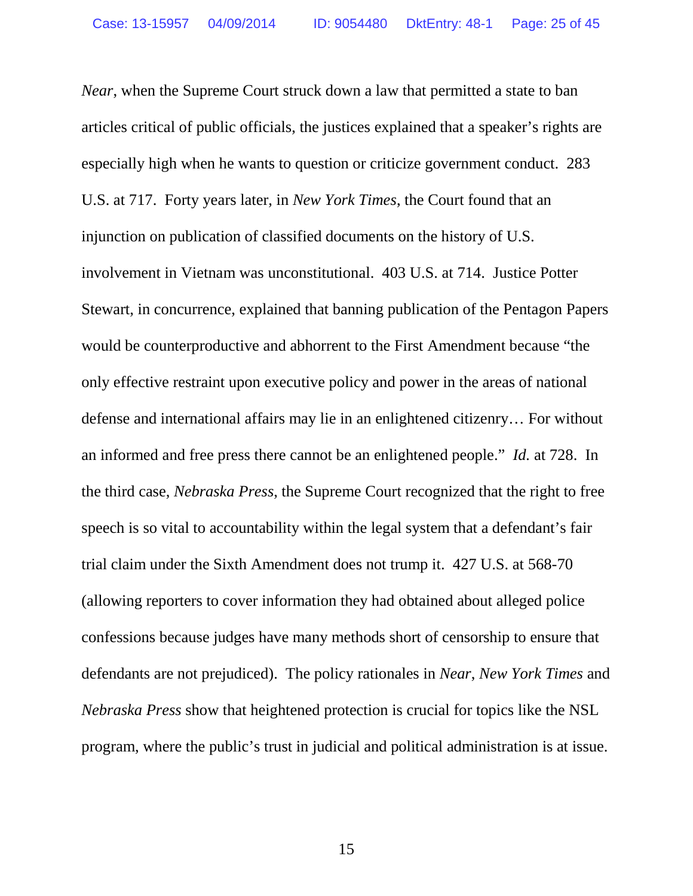*Near*, when the Supreme Court struck down a law that permitted a state to ban articles critical of public officials, the justices explained that a speaker's rights are especially high when he wants to question or criticize government conduct. 283 U.S. at 717. Forty years later, in *New York Times*, the Court found that an injunction on publication of classified documents on the history of U.S. involvement in Vietnam was unconstitutional. 403 U.S. at 714. Justice Potter Stewart, in concurrence, explained that banning publication of the Pentagon Papers would be counterproductive and abhorrent to the First Amendment because "the only effective restraint upon executive policy and power in the areas of national defense and international affairs may lie in an enlightened citizenry… For without an informed and free press there cannot be an enlightened people." *Id.* at 728. In the third case, *Nebraska Press*, the Supreme Court recognized that the right to free speech is so vital to accountability within the legal system that a defendant's fair trial claim under the Sixth Amendment does not trump it. 427 U.S. at 568-70 (allowing reporters to cover information they had obtained about alleged police confessions because judges have many methods short of censorship to ensure that defendants are not prejudiced). The policy rationales in *Near*, *New York Times* and *Nebraska Press* show that heightened protection is crucial for topics like the NSL program, where the public's trust in judicial and political administration is at issue.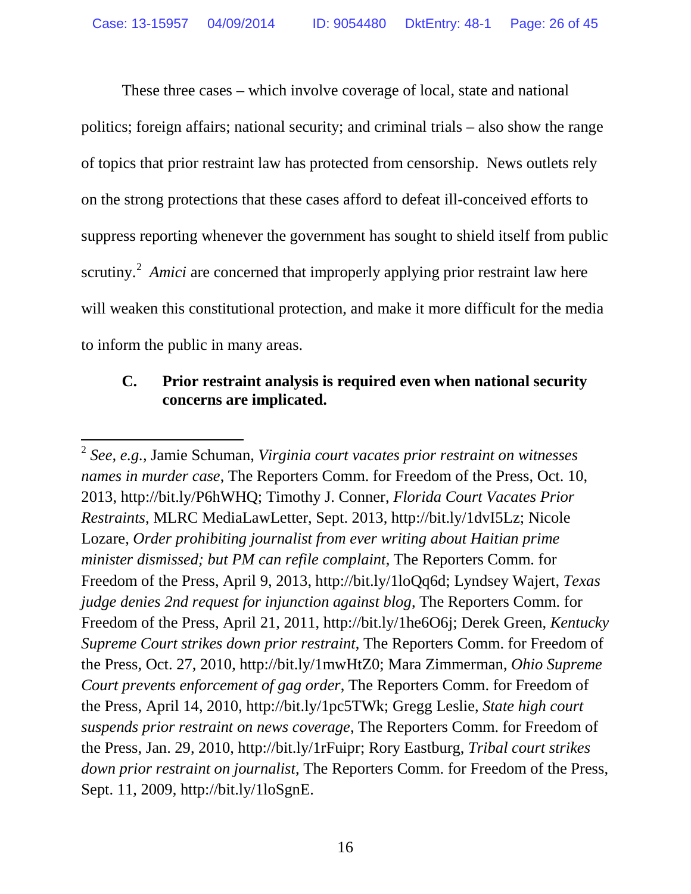These three cases – which involve coverage of local, state and national politics; foreign affairs; national security; and criminal trials – also show the range of topics that prior restraint law has protected from censorship. News outlets rely on the strong protections that these cases afford to defeat ill-conceived efforts to suppress reporting whenever the government has sought to shield itself from public scrutiny.[2] *Amici* are concerned that improperly applying prior restraint law here will weaken this constitutional protection, and make it more difficult for the media to inform the public in many areas.

### C. Prior restraint analysis is required even when national security concerns are implicated.

---

[2] *See, e.g.*, Jamie Schuman, *Virginia court vacates prior restraint on witnesses names in murder case*, The Reporters Comm. for Freedom of the Press, Oct. 10, 2013, http://bit.ly/P6hWHQ; Timothy J. Conner, *Florida Court Vacates Prior Restraints*, MLRC MediaLawLetter, Sept. 2013, http://bit.ly/1dvI5Lz; Nicole Lozare, *Order prohibiting journalist from ever writing about Haitian prime minister dismissed; but PM can refile complaint*, The Reporters Comm. for Freedom of the Press, April 9, 2013, http://bit.ly/1loQq6d; Lyndsey Wajert, *Texas judge denies 2nd request for injunction against blog*, The Reporters Comm. for Freedom of the Press, April 21, 2011, http://bit.ly/1he6O6j; Derek Green, *Kentucky Supreme Court strikes down prior restraint*, The Reporters Comm. for Freedom of the Press, Oct. 27, 2010, http://bit.ly/1mwHtZ0; Mara Zimmerman, *Ohio Supreme Court prevents enforcement of gag order*, The Reporters Comm. for Freedom of the Press, April 14, 2010, http://bit.ly/1pc5TWk; Gregg Leslie, *State high court suspends prior restraint on news coverage*, The Reporters Comm. for Freedom of the Press, Jan. 29, 2010, http://bit.ly/1rFuipr; Rory Eastburg, *Tribal court strikes down prior restraint on journalist*, The Reporters Comm. for Freedom of the Press, Sept. 11, 2009, http://bit.ly/1loSgnE.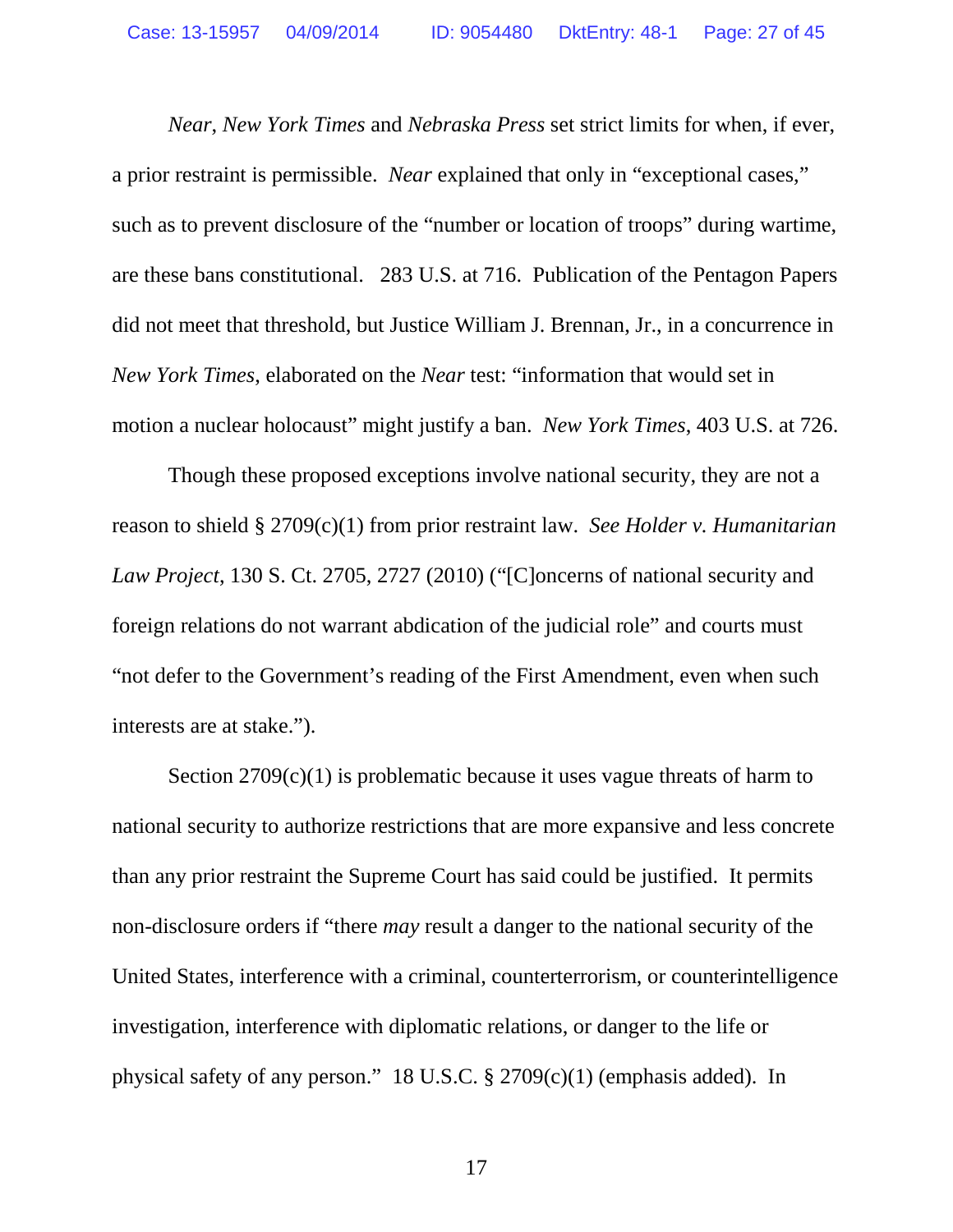*Near*, *New York Times* and *Nebraska Press* set strict limits for when, if ever, a prior restraint is permissible. *Near* explained that only in "exceptional cases," such as to prevent disclosure of the "number or location of troops" during wartime, are these bans constitutional. 283 U.S. at 716. Publication of the Pentagon Papers did not meet that threshold, but Justice William J. Brennan, Jr., in a concurrence in *New York Times*, elaborated on the *Near* test: "information that would set in motion a nuclear holocaust" might justify a ban. *New York Times*, 403 U.S. at 726.

Though these proposed exceptions involve national security, they are not a reason to shield § 2709(c)(1) from prior restraint law. *See Holder v. Humanitarian Law Project*, 130 S. Ct. 2705, 2727 (2010) ("[C]oncerns of national security and foreign relations do not warrant abdication of the judicial role" and courts must "not defer to the Government's reading of the First Amendment, even when such interests are at stake.").

Section 2709(c)(1) is problematic because it uses vague threats of harm to national security to authorize restrictions that are more expansive and less concrete than any prior restraint the Supreme Court has said could be justified. It permits non-disclosure orders if "there *may* result a danger to the national security of the United States, interference with a criminal, counterterrorism, or counterintelligence investigation, interference with diplomatic relations, or danger to the life or physical safety of any person." 18 U.S.C. § 2709(c)(1) (emphasis added). In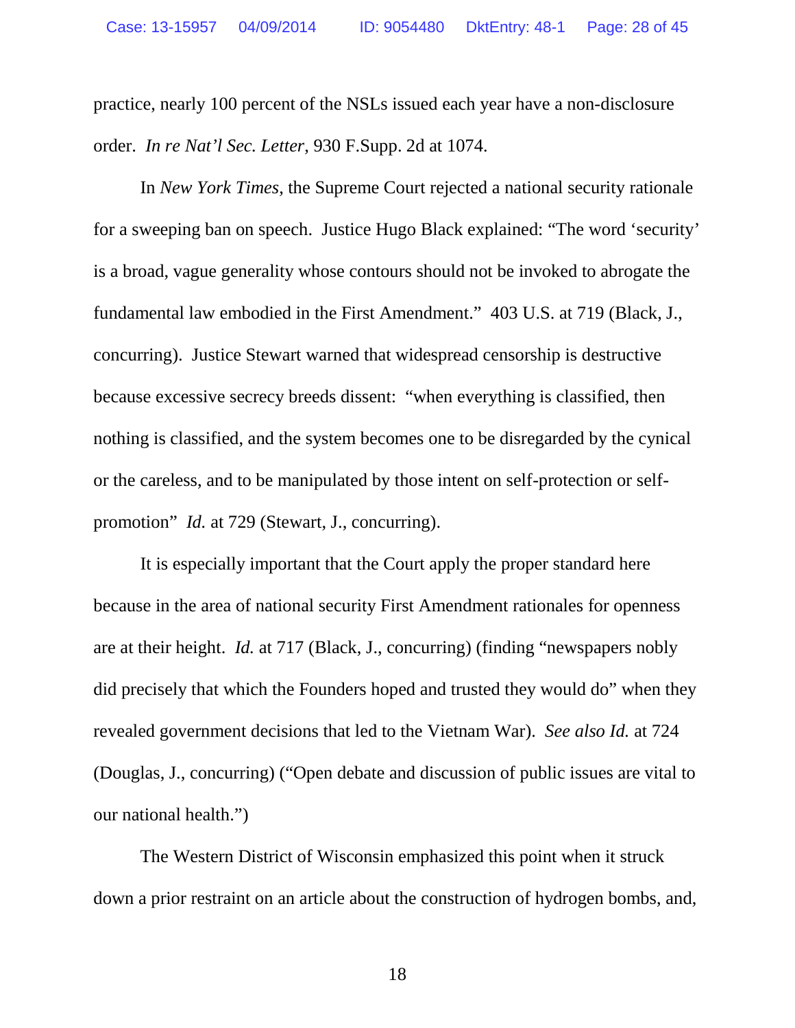practice, nearly 100 percent of the NSLs issued each year have a non-disclosure order. *In re Nat'l Sec. Letter*, 930 F.Supp. 2d at 1074.

In *New York Times*, the Supreme Court rejected a national security rationale for a sweeping ban on speech. Justice Hugo Black explained: "The word 'security' is a broad, vague generality whose contours should not be invoked to abrogate the fundamental law embodied in the First Amendment." 403 U.S. at 719 (Black, J., concurring). Justice Stewart warned that widespread censorship is destructive because excessive secrecy breeds dissent: "when everything is classified, then nothing is classified, and the system becomes one to be disregarded by the cynical or the careless, and to be manipulated by those intent on self-protection or self-promotion" *Id.* at 729 (Stewart, J., concurring).

It is especially important that the Court apply the proper standard here because in the area of national security First Amendment rationales for openness are at their height. *Id.* at 717 (Black, J., concurring) (finding "newspapers nobly did precisely that which the Founders hoped and trusted they would do" when they revealed government decisions that led to the Vietnam War). *See also Id.* at 724 (Douglas, J., concurring) ("Open debate and discussion of public issues are vital to our national health.")

The Western District of Wisconsin emphasized this point when it struck down a prior restraint on an article about the construction of hydrogen bombs, and,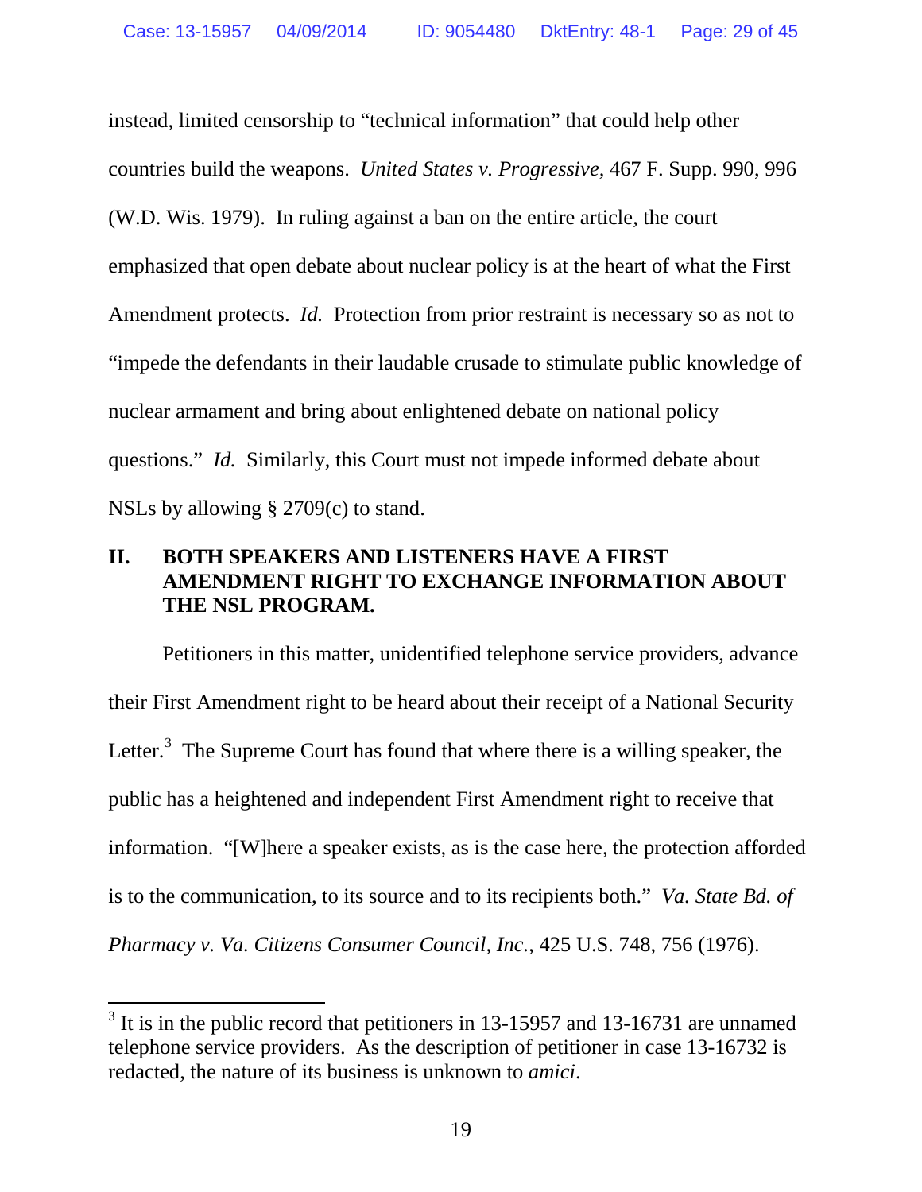instead, limited censorship to "technical information" that could help other countries build the weapons. *United States v. Progressive*, 467 F. Supp. 990, 996 (W.D. Wis. 1979). In ruling against a ban on the entire article, the court emphasized that open debate about nuclear policy is at the heart of what the First Amendment protects. *Id.* Protection from prior restraint is necessary so as not to "impede the defendants in their laudable crusade to stimulate public knowledge of nuclear armament and bring about enlightened debate on national policy questions." *Id.* Similarly, this Court must not impede informed debate about NSLs by allowing § 2709(c) to stand.

## II. BOTH SPEAKERS AND LISTENERS HAVE A FIRST AMENDMENT RIGHT TO EXCHANGE INFORMATION ABOUT THE NSL PROGRAM.

Petitioners in this matter, unidentified telephone service providers, advance their First Amendment right to be heard about their receipt of a National Security Letter.[3] The Supreme Court has found that where there is a willing speaker, the public has a heightened and independent First Amendment right to receive that information. "[W]here a speaker exists, as is the case here, the protection afforded is to the communication, to its source and to its recipients both." *Va. State Bd. of Pharmacy v. Va. Citizens Consumer Council, Inc.*, 425 U.S. 748, 756 (1976).

---

[3] It is in the public record that petitioners in 13-15957 and 13-16731 are unnamed telephone service providers. As the description of petitioner in case 13-16732 is redacted, the nature of its business is unknown to *amici*.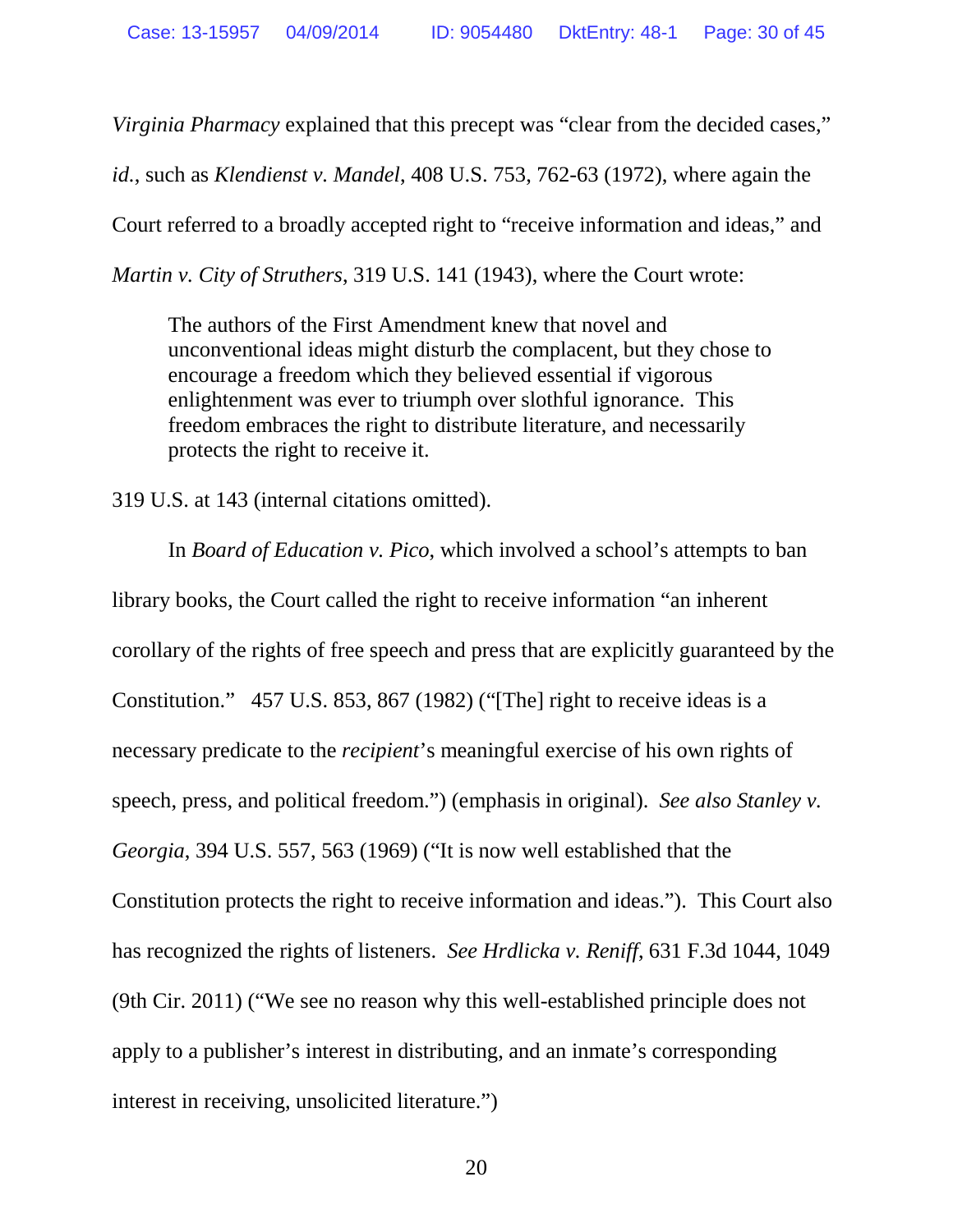*Virginia Pharmacy* explained that this precept was “clear from the decided cases,” *id.*, such as *Klendienst v. Mandel*, 408 U.S. 753, 762-63 (1972), where again the Court referred to a broadly accepted right to “receive information and ideas,” and *Martin v. City of Struthers*, 319 U.S. 141 (1943), where the Court wrote:

> The authors of the First Amendment knew that novel and unconventional ideas might disturb the complacent, but they chose to encourage a freedom which they believed essential if vigorous enlightenment was ever to triumph over slothful ignorance. This freedom embraces the right to distribute literature, and necessarily protects the right to receive it.

319 U.S. at 143 (internal citations omitted).

In *Board of Education v. Pico*, which involved a school’s attempts to ban library books, the Court called the right to receive information “an inherent corollary of the rights of free speech and press that are explicitly guaranteed by the Constitution.” 457 U.S. 853, 867 (1982) (“[The] right to receive ideas is a necessary predicate to the *recipient*’s meaningful exercise of his own rights of speech, press, and political freedom.”) (emphasis in original). *See also Stanley v. Georgia*, 394 U.S. 557, 563 (1969) (“It is now well established that the Constitution protects the right to receive information and ideas.”). This Court also has recognized the rights of listeners. *See Hrdlicka v. Reniff*, 631 F.3d 1044, 1049 (9th Cir. 2011) (“We see no reason why this well-established principle does not apply to a publisher’s interest in distributing, and an inmate’s corresponding interest in receiving, unsolicited literature.”)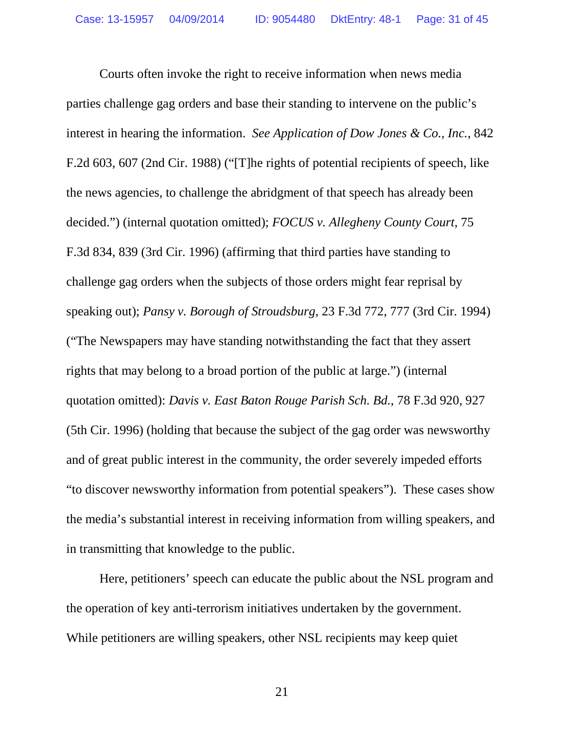Courts often invoke the right to receive information when news media parties challenge gag orders and base their standing to intervene on the public's interest in hearing the information. *See Application of Dow Jones & Co., Inc.*, 842 F.2d 603, 607 (2nd Cir. 1988) ("[T]he rights of potential recipients of speech, like the news agencies, to challenge the abridgment of that speech has already been decided.") (internal quotation omitted); *FOCUS v. Allegheny County Court*, 75 F.3d 834, 839 (3rd Cir. 1996) (affirming that third parties have standing to challenge gag orders when the subjects of those orders might fear reprisal by speaking out); *Pansy v. Borough of Stroudsburg*, 23 F.3d 772, 777 (3rd Cir. 1994) ("The Newspapers may have standing notwithstanding the fact that they assert rights that may belong to a broad portion of the public at large.") (internal quotation omitted): *Davis v. East Baton Rouge Parish Sch. Bd.*, 78 F.3d 920, 927 (5th Cir. 1996) (holding that because the subject of the gag order was newsworthy and of great public interest in the community, the order severely impeded efforts "to discover newsworthy information from potential speakers"). These cases show the media's substantial interest in receiving information from willing speakers, and in transmitting that knowledge to the public.

Here, petitioners' speech can educate the public about the NSL program and the operation of key anti-terrorism initiatives undertaken by the government. While petitioners are willing speakers, other NSL recipients may keep quiet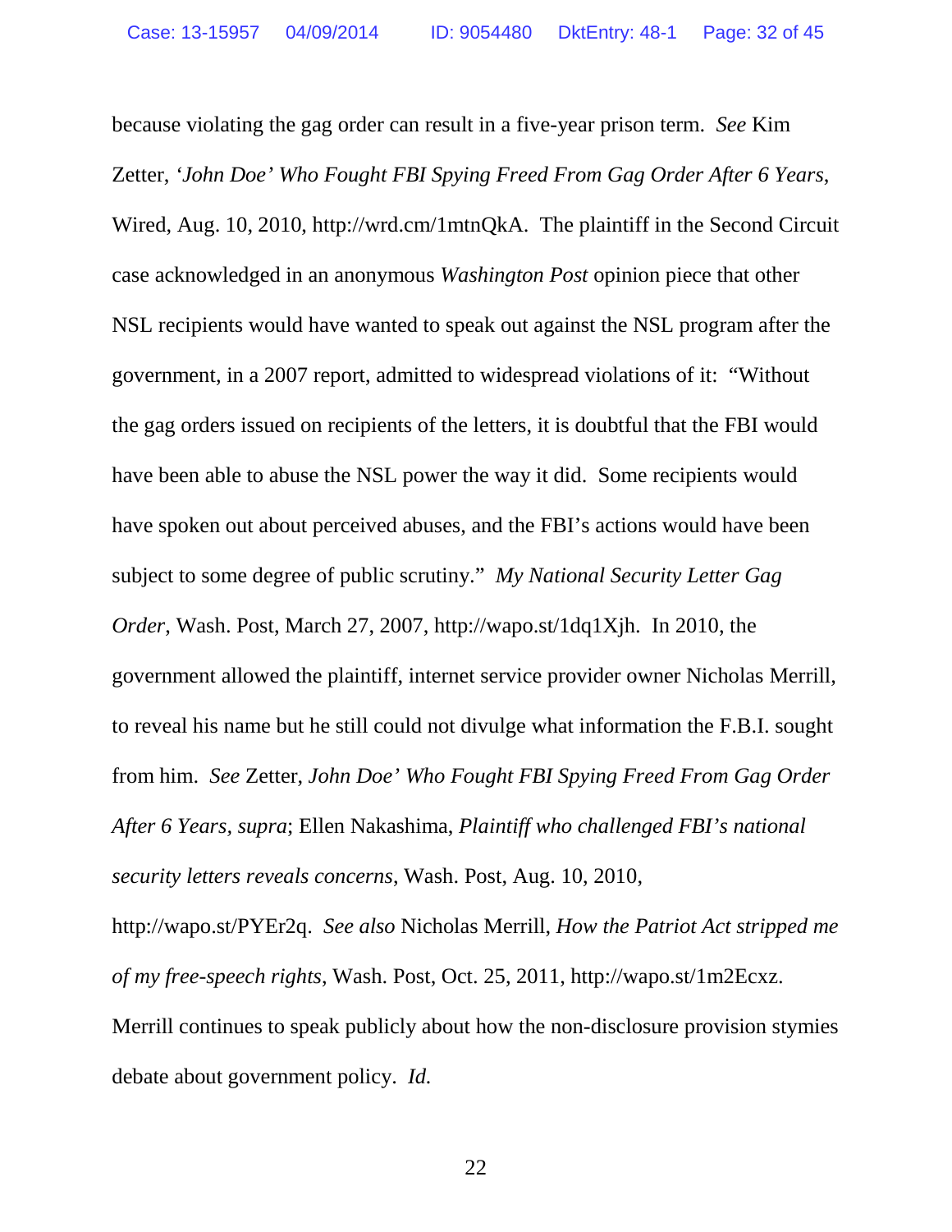because violating the gag order can result in a five-year prison term. *See* Kim Zetter, *'John Doe' Who Fought FBI Spying Freed From Gag Order After 6 Years*, Wired, Aug. 10, 2010, http://wrd.cm/1mtnQkA. The plaintiff in the Second Circuit case acknowledged in an anonymous *Washington Post* opinion piece that other NSL recipients would have wanted to speak out against the NSL program after the government, in a 2007 report, admitted to widespread violations of it: "Without the gag orders issued on recipients of the letters, it is doubtful that the FBI would have been able to abuse the NSL power the way it did. Some recipients would have spoken out about perceived abuses, and the FBI's actions would have been subject to some degree of public scrutiny." *My National Security Letter Gag Order*, Wash. Post, March 27, 2007, http://wapo.st/1dq1Xjh. In 2010, the government allowed the plaintiff, internet service provider owner Nicholas Merrill, to reveal his name but he still could not divulge what information the F.B.I. sought from him. *See* Zetter, *John Doe' Who Fought FBI Spying Freed From Gag Order After 6 Years*, *supra*; Ellen Nakashima, *Plaintiff who challenged FBI's national security letters reveals concerns*, Wash. Post, Aug. 10, 2010, http://wapo.st/PYEr2q. *See also* Nicholas Merrill, *How the Patriot Act stripped me of my free-speech rights*, Wash. Post, Oct. 25, 2011, http://wapo.st/1m2Ecxz. Merrill continues to speak publicly about how the non-disclosure provision stymies debate about government policy. *Id.*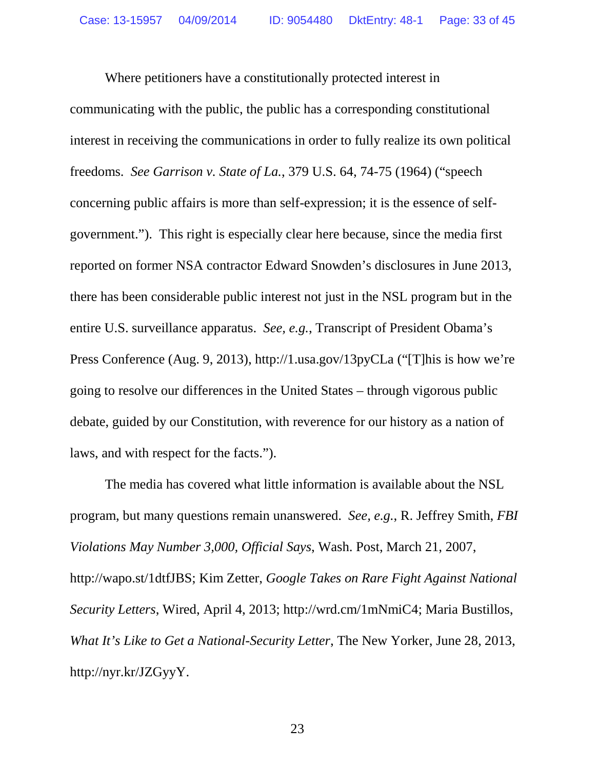Where petitioners have a constitutionally protected interest in communicating with the public, the public has a corresponding constitutional interest in receiving the communications in order to fully realize its own political freedoms. *See Garrison v. State of La.*, 379 U.S. 64, 74-75 (1964) ("speech concerning public affairs is more than self-expression; it is the essence of self-government."). This right is especially clear here because, since the media first reported on former NSA contractor Edward Snowden's disclosures in June 2013, there has been considerable public interest not just in the NSL program but in the entire U.S. surveillance apparatus. *See, e.g.*, Transcript of President Obama's Press Conference (Aug. 9, 2013), http://1.usa.gov/13pyCLa ("[T]his is how we're going to resolve our differences in the United States – through vigorous public debate, guided by our Constitution, with reverence for our history as a nation of laws, and with respect for the facts.").

The media has covered what little information is available about the NSL program, but many questions remain unanswered. *See, e.g.*, R. Jeffrey Smith, *FBI Violations May Number 3,000, Official Says*, Wash. Post, March 21, 2007, http://wapo.st/1dtfJBS; Kim Zetter, *Google Takes on Rare Fight Against National Security Letters*, Wired, April 4, 2013; http://wrd.cm/1mNmiC4; Maria Bustillos, *What It's Like to Get a National-Security Letter*, The New Yorker, June 28, 2013, http://nyr.kr/JZGyyY.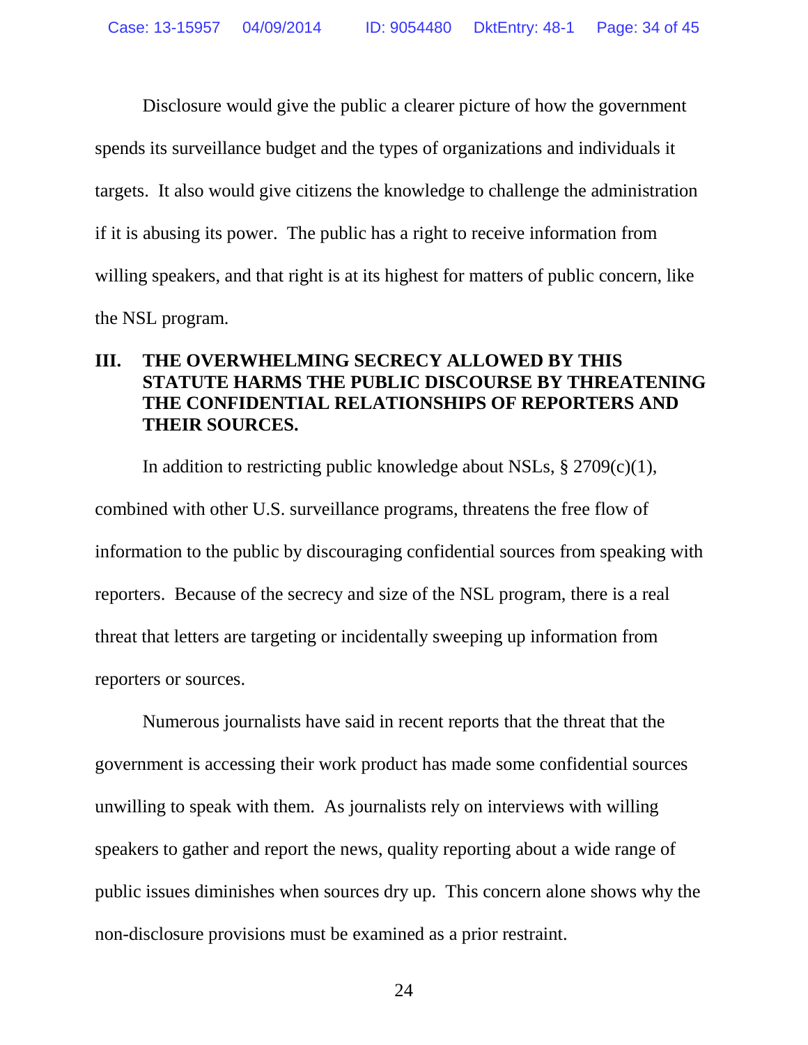Disclosure would give the public a clearer picture of how the government spends its surveillance budget and the types of organizations and individuals it targets. It also would give citizens the knowledge to challenge the administration if it is abusing its power. The public has a right to receive information from willing speakers, and that right is at its highest for matters of public concern, like the NSL program.

## III. THE OVERWHELMING SECRECY ALLOWED BY THIS STATUTE HARMS THE PUBLIC DISCOURSE BY THREATENING THE CONFIDENTIAL RELATIONSHIPS OF REPORTERS AND THEIR SOURCES.

In addition to restricting public knowledge about NSLs, § 2709(c)(1), combined with other U.S. surveillance programs, threatens the free flow of information to the public by discouraging confidential sources from speaking with reporters. Because of the secrecy and size of the NSL program, there is a real threat that letters are targeting or incidentally sweeping up information from reporters or sources.

Numerous journalists have said in recent reports that the threat that the government is accessing their work product has made some confidential sources unwilling to speak with them. As journalists rely on interviews with willing speakers to gather and report the news, quality reporting about a wide range of public issues diminishes when sources dry up. This concern alone shows why the non-disclosure provisions must be examined as a prior restraint.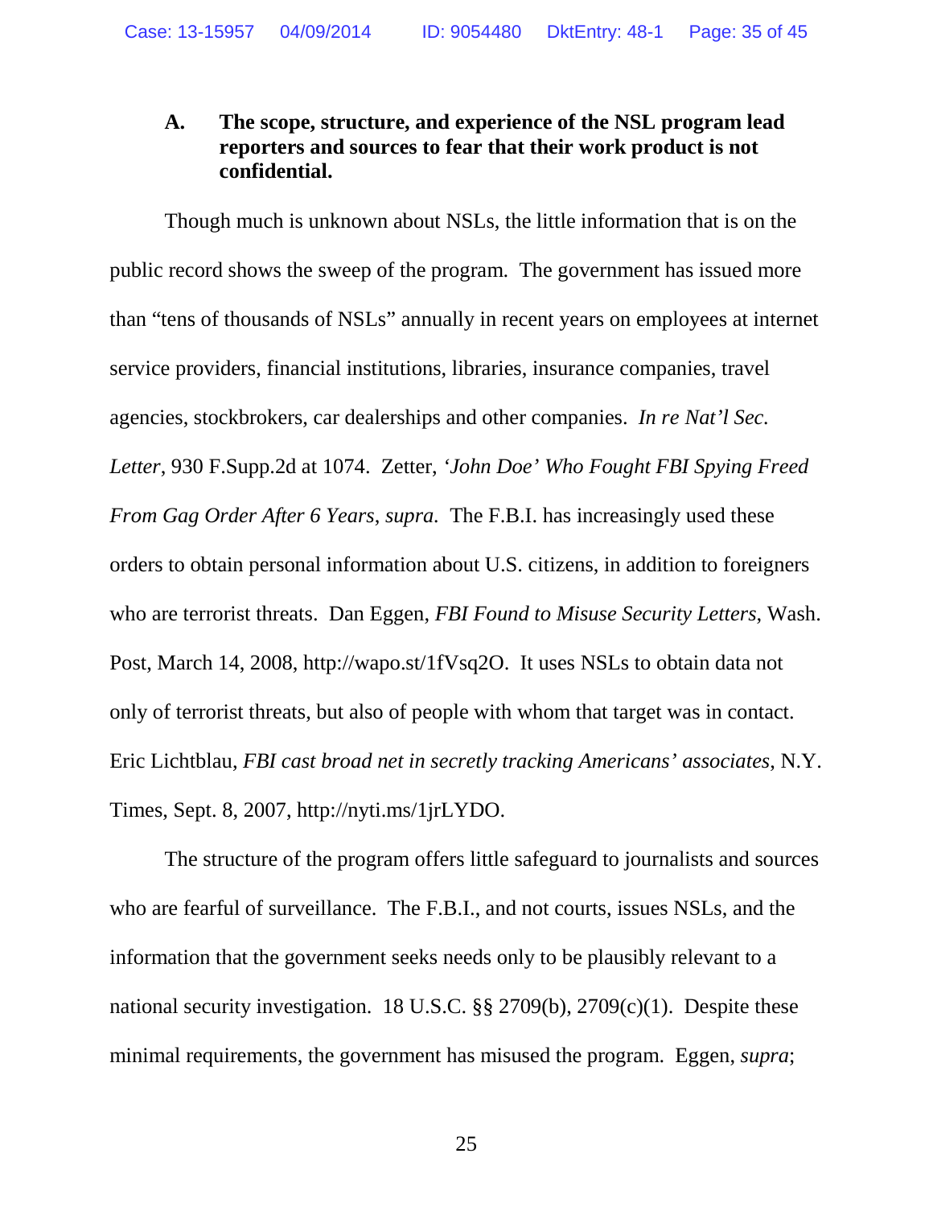### A. The scope, structure, and experience of the NSL program lead reporters and sources to fear that their work product is not confidential.

Though much is unknown about NSLs, the little information that is on the public record shows the sweep of the program. The government has issued more than "tens of thousands of NSLs" annually in recent years on employees at internet service providers, financial institutions, libraries, insurance companies, travel agencies, stockbrokers, car dealerships and other companies. *In re Nat'l Sec. Letter*, 930 F.Supp.2d at 1074. Zetter, *'John Doe' Who Fought FBI Spying Freed From Gag Order After 6 Years*, *supra*. The F.B.I. has increasingly used these orders to obtain personal information about U.S. citizens, in addition to foreigners who are terrorist threats. Dan Eggen, *FBI Found to Misuse Security Letters*, Wash. Post, March 14, 2008, http://wapo.st/1fVsq2O. It uses NSLs to obtain data not only of terrorist threats, but also of people with whom that target was in contact. Eric Lichtblau, *FBI cast broad net in secretly tracking Americans' associates*, N.Y. Times, Sept. 8, 2007, http://nyti.ms/1jrLYDO.

The structure of the program offers little safeguard to journalists and sources who are fearful of surveillance. The F.B.I., and not courts, issues NSLs, and the information that the government seeks needs only to be plausibly relevant to a national security investigation. 18 U.S.C. §§ 2709(b), 2709(c)(1). Despite these minimal requirements, the government has misused the program. Eggen, *supra*;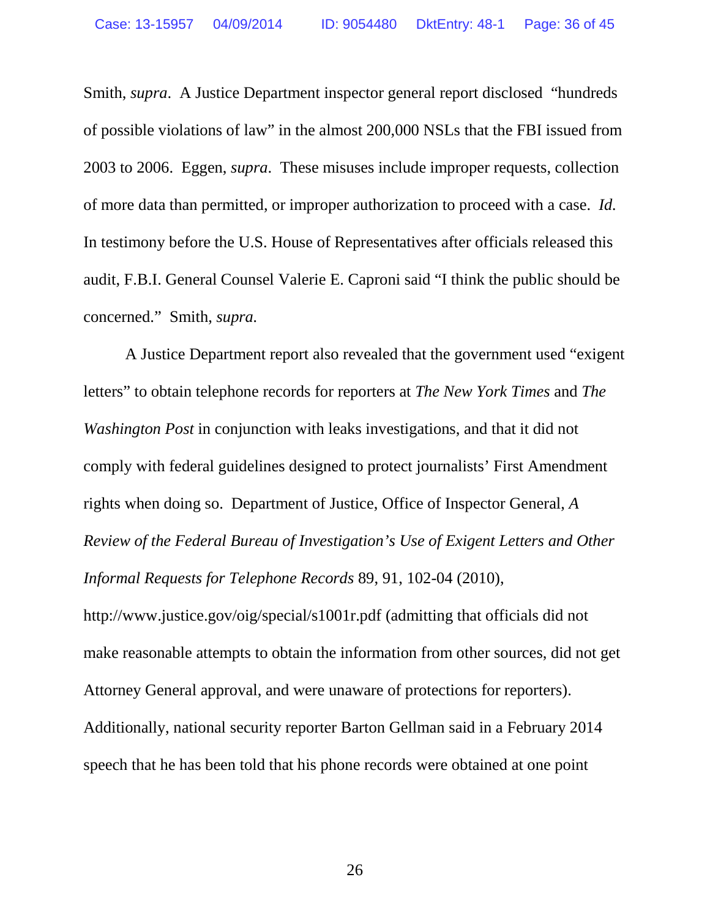Smith, *supra*. A Justice Department inspector general report disclosed "hundreds of possible violations of law" in the almost 200,000 NSLs that the FBI issued from 2003 to 2006. Eggen, *supra*. These misuses include improper requests, collection of more data than permitted, or improper authorization to proceed with a case. *Id.* In testimony before the U.S. House of Representatives after officials released this audit, F.B.I. General Counsel Valerie E. Caproni said "I think the public should be concerned." Smith, *supra.*

A Justice Department report also revealed that the government used "exigent letters" to obtain telephone records for reporters at *The New York Times* and *The Washington Post* in conjunction with leaks investigations, and that it did not comply with federal guidelines designed to protect journalists' First Amendment rights when doing so. Department of Justice, Office of Inspector General, *A Review of the Federal Bureau of Investigation's Use of Exigent Letters and Other Informal Requests for Telephone Records* 89, 91, 102-04 (2010), http://www.justice.gov/oig/special/s1001r.pdf (admitting that officials did not make reasonable attempts to obtain the information from other sources, did not get Attorney General approval, and were unaware of protections for reporters). Additionally, national security reporter Barton Gellman said in a February 2014 speech that he has been told that his phone records were obtained at one point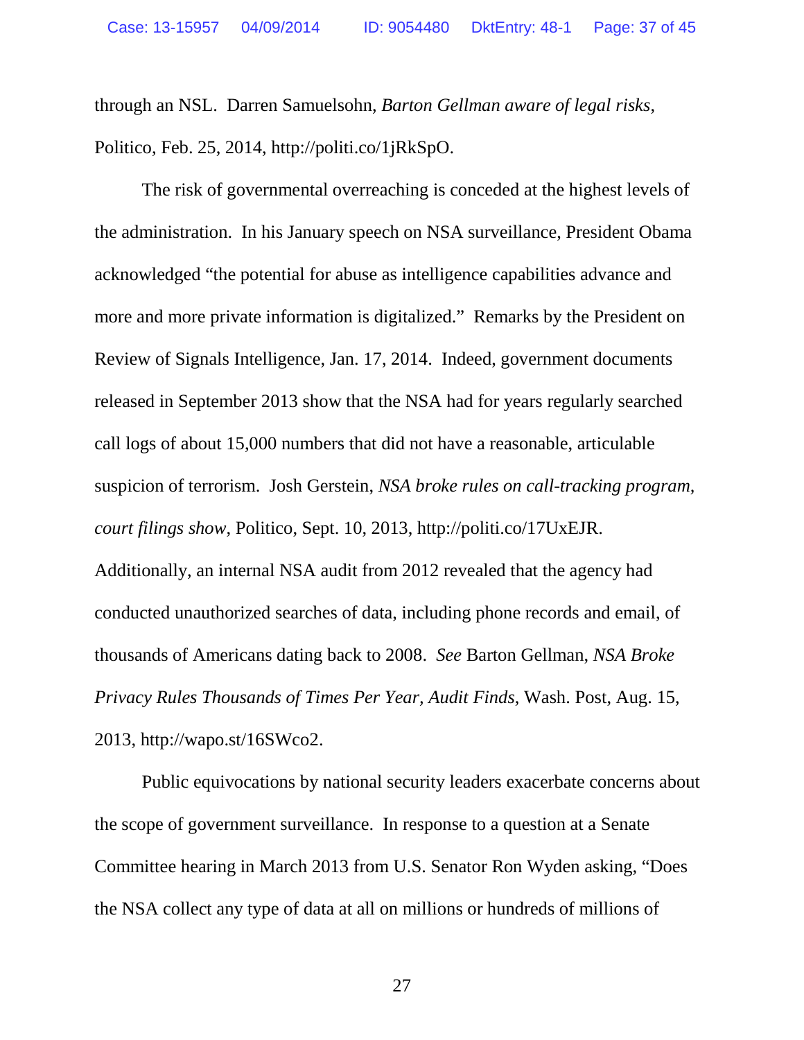through an NSL. Darren Samuelsohn, *Barton Gellman aware of legal risks*, Politico, Feb. 25, 2014, http://politi.co/1jRkSpO.

The risk of governmental overreaching is conceded at the highest levels of the administration. In his January speech on NSA surveillance, President Obama acknowledged "the potential for abuse as intelligence capabilities advance and more and more private information is digitalized." Remarks by the President on Review of Signals Intelligence, Jan. 17, 2014. Indeed, government documents released in September 2013 show that the NSA had for years regularly searched call logs of about 15,000 numbers that did not have a reasonable, articulable suspicion of terrorism. Josh Gerstein, *NSA broke rules on call-tracking program, court filings show*, Politico, Sept. 10, 2013, http://politi.co/17UxEJR. Additionally, an internal NSA audit from 2012 revealed that the agency had conducted unauthorized searches of data, including phone records and email, of thousands of Americans dating back to 2008. *See* Barton Gellman, *NSA Broke Privacy Rules Thousands of Times Per Year, Audit Finds*, Wash. Post, Aug. 15, 2013, http://wapo.st/16SWco2.

Public equivocations by national security leaders exacerbate concerns about the scope of government surveillance. In response to a question at a Senate Committee hearing in March 2013 from U.S. Senator Ron Wyden asking, "Does the NSA collect any type of data at all on millions or hundreds of millions of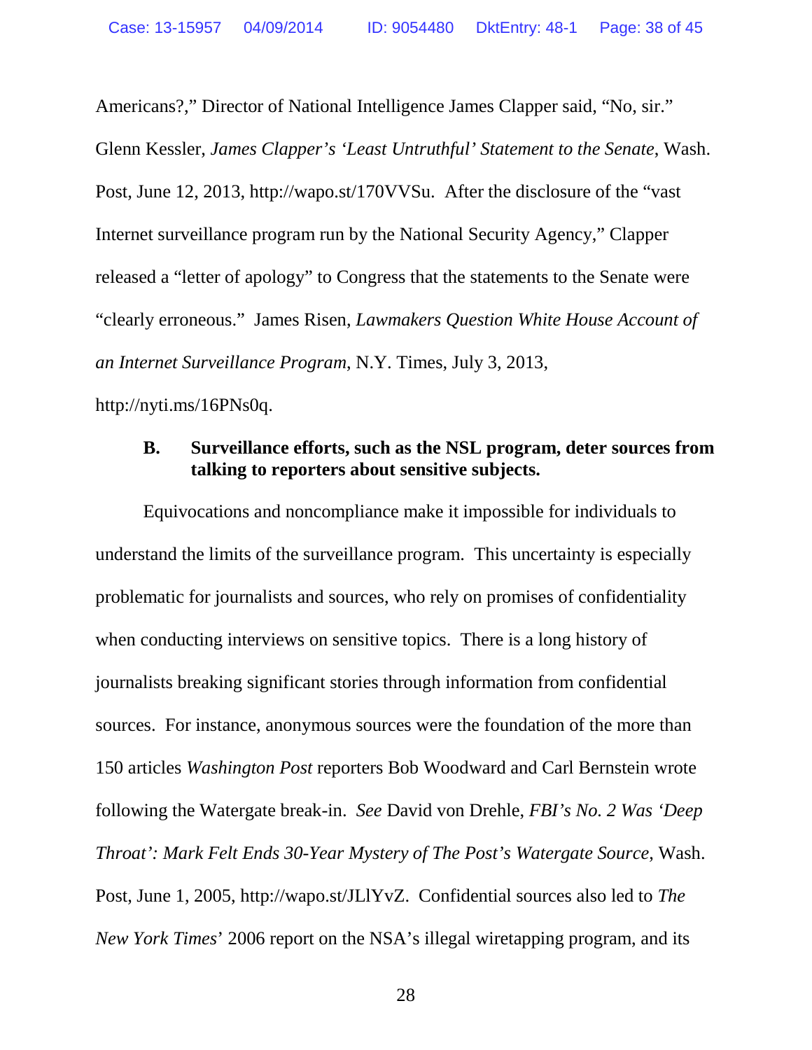Americans?," Director of National Intelligence James Clapper said, "No, sir." Glenn Kessler, *James Clapper's 'Least Untruthful' Statement to the Senate*, Wash. Post, June 12, 2013, http://wapo.st/170VVSu. After the disclosure of the "vast Internet surveillance program run by the National Security Agency," Clapper released a "letter of apology" to Congress that the statements to the Senate were "clearly erroneous." James Risen, *Lawmakers Question White House Account of an Internet Surveillance Program*, N.Y. Times, July 3, 2013, http://nyti.ms/16PNs0q.

### B. Surveillance efforts, such as the NSL program, deter sources from talking to reporters about sensitive subjects.

Equivocations and noncompliance make it impossible for individuals to understand the limits of the surveillance program. This uncertainty is especially problematic for journalists and sources, who rely on promises of confidentiality when conducting interviews on sensitive topics. There is a long history of journalists breaking significant stories through information from confidential sources. For instance, anonymous sources were the foundation of the more than 150 articles *Washington Post* reporters Bob Woodward and Carl Bernstein wrote following the Watergate break-in. *See* David von Drehle, *FBI's No. 2 Was 'Deep Throat': Mark Felt Ends 30-Year Mystery of The Post's Watergate Source*, Wash. Post, June 1, 2005, http://wapo.st/JLlYvZ. Confidential sources also led to *The New York Times*' 2006 report on the NSA's illegal wiretapping program, and its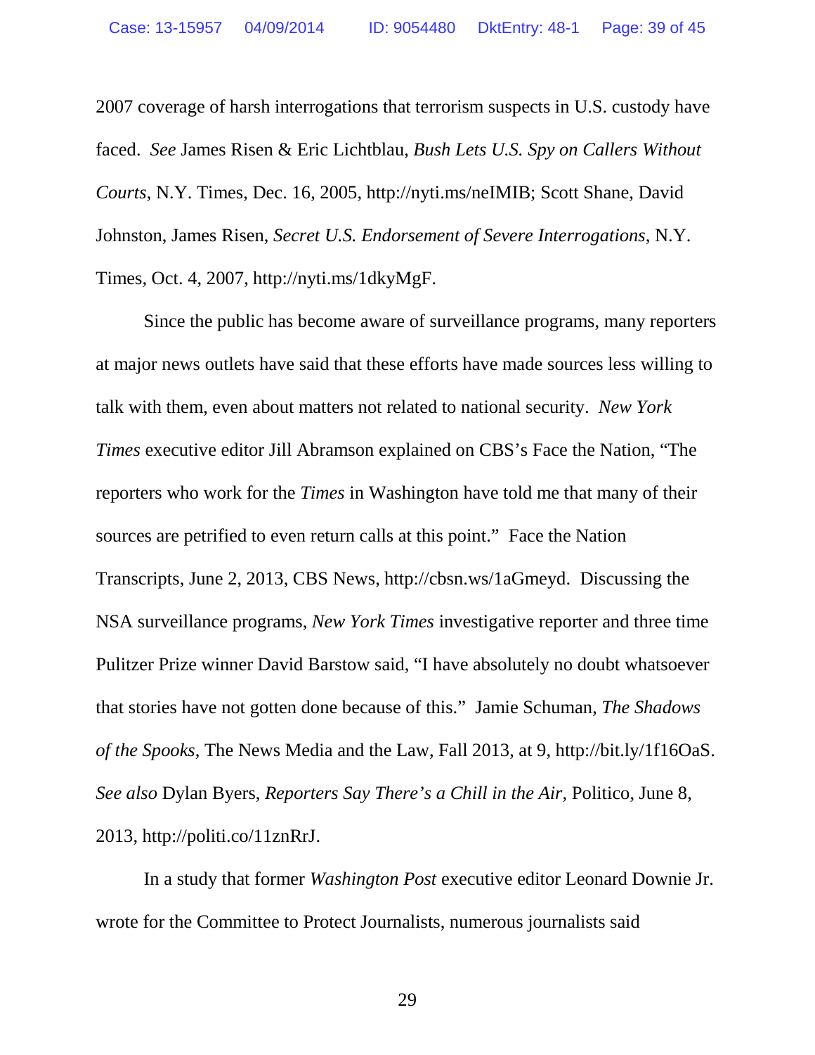2007 coverage of harsh interrogations that terrorism suspects in U.S. custody have faced. *See* James Risen & Eric Lichtblau, *Bush Lets U.S. Spy on Callers Without Courts*, N.Y. Times, Dec. 16, 2005, http://nyti.ms/neIMIB; Scott Shane, David Johnston, James Risen, *Secret U.S. Endorsement of Severe Interrogations*, N.Y. Times, Oct. 4, 2007, http://nyti.ms/1dkyMgF.

Since the public has become aware of surveillance programs, many reporters at major news outlets have said that these efforts have made sources less willing to talk with them, even about matters not related to national security. *New York Times* executive editor Jill Abramson explained on CBS's Face the Nation, "The reporters who work for the *Times* in Washington have told me that many of their sources are petrified to even return calls at this point." Face the Nation Transcripts, June 2, 2013, CBS News, http://cbsn.ws/1aGmeyd. Discussing the NSA surveillance programs, *New York Times* investigative reporter and three time Pulitzer Prize winner David Barstow said, "I have absolutely no doubt whatsoever that stories have not gotten done because of this." Jamie Schuman, *The Shadows of the Spooks*, The News Media and the Law, Fall 2013, at 9, http://bit.ly/1f16OaS. *See also* Dylan Byers, *Reporters Say There's a Chill in the Air*, Politico, June 8, 2013, http://politi.co/11znRrJ.

In a study that former *Washington Post* executive editor Leonard Downie Jr. wrote for the Committee to Protect Journalists, numerous journalists said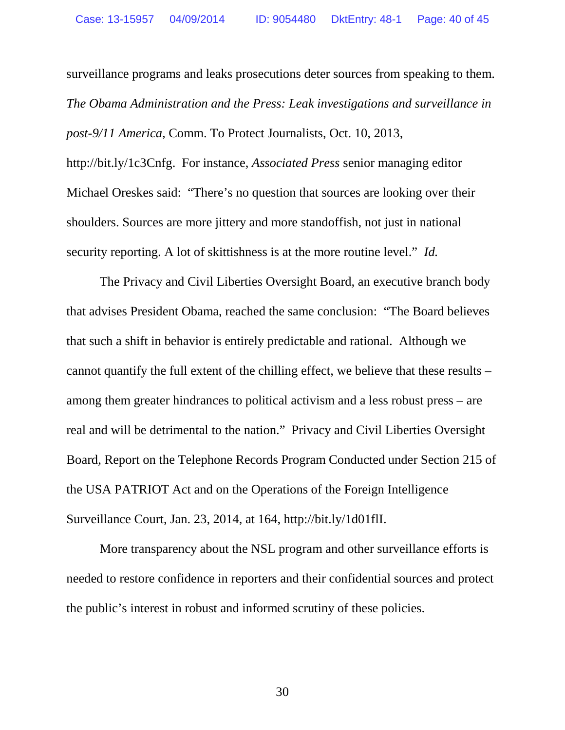surveillance programs and leaks prosecutions deter sources from speaking to them. *The Obama Administration and the Press: Leak investigations and surveillance in post-9/11 America*, Comm. To Protect Journalists, Oct. 10, 2013, http://bit.ly/1c3Cnfg. For instance, *Associated Press* senior managing editor Michael Oreskes said: "There's no question that sources are looking over their shoulders. Sources are more jittery and more standoffish, not just in national security reporting. A lot of skittishness is at the more routine level." *Id.*

The Privacy and Civil Liberties Oversight Board, an executive branch body that advises President Obama, reached the same conclusion: "The Board believes that such a shift in behavior is entirely predictable and rational. Although we cannot quantify the full extent of the chilling effect, we believe that these results – among them greater hindrances to political activism and a less robust press – are real and will be detrimental to the nation." Privacy and Civil Liberties Oversight Board, Report on the Telephone Records Program Conducted under Section 215 of the USA PATRIOT Act and on the Operations of the Foreign Intelligence Surveillance Court, Jan. 23, 2014, at 164, http://bit.ly/1d01flI.

More transparency about the NSL program and other surveillance efforts is needed to restore confidence in reporters and their confidential sources and protect the public's interest in robust and informed scrutiny of these policies.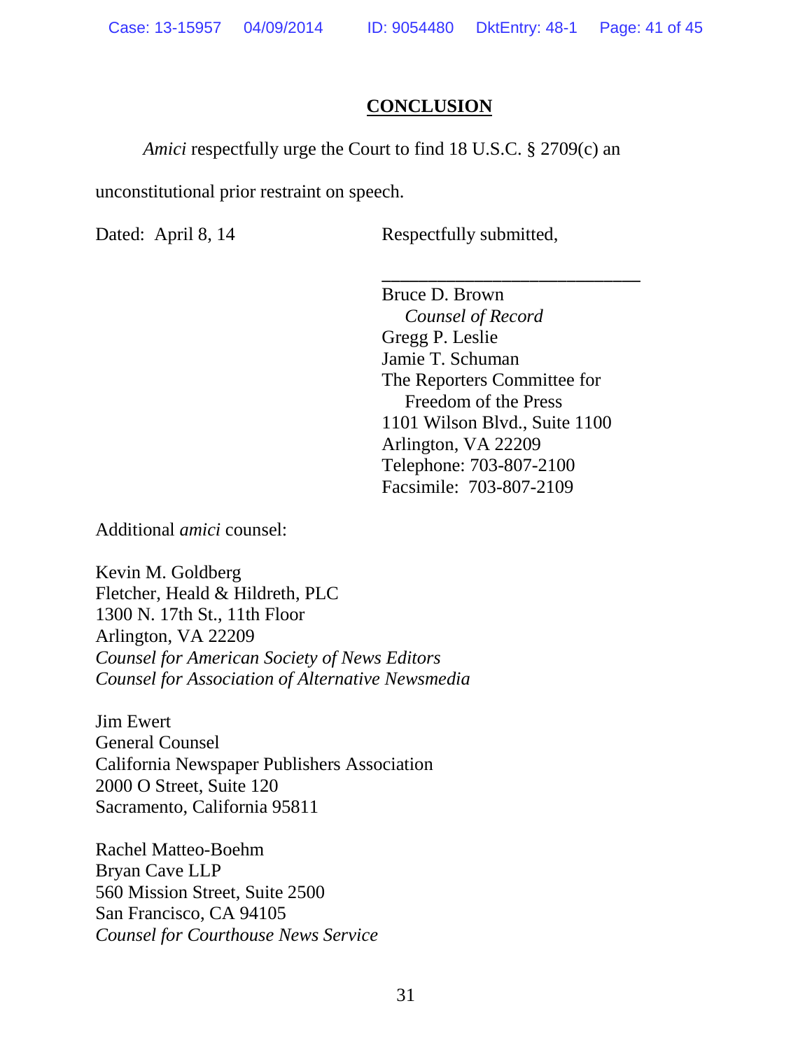## CONCLUSION

*Amici* respectfully urge the Court to find 18 U.S.C. § 2709(c) an unconstitutional prior restraint on speech.

Dated: April 8, 14

Respectfully submitted,

\_\_\_\_\_\_\_\_\_\_\_\_\_\_\_\_\_\_\_\_\_\_\_\_\_\_\_\_

Bruce D. Brown  
*Counsel of Record*  
Gregg P. Leslie  
Jamie T. Schuman  
The Reporters Committee for Freedom of the Press  
1101 Wilson Blvd., Suite 1100  
Arlington, VA 22209  
Telephone: 703-807-2100  
Facsimile: 703-807-2109

Additional *amici* counsel:

Kevin M. Goldberg  
Fletcher, Heald & Hildreth, PLC  
1300 N. 17th St., 11th Floor  
Arlington, VA 22209  
*Counsel for American Society of News Editors*  
*Counsel for Association of Alternative Newsmedia*

Jim Ewert  
General Counsel  
California Newspaper Publishers Association  
2000 O Street, Suite 120  
Sacramento, California 95811

Rachel Matteo-Boehm  
Bryan Cave LLP  
560 Mission Street, Suite 2500  
San Francisco, CA 94105  
*Counsel for Courthouse News Service*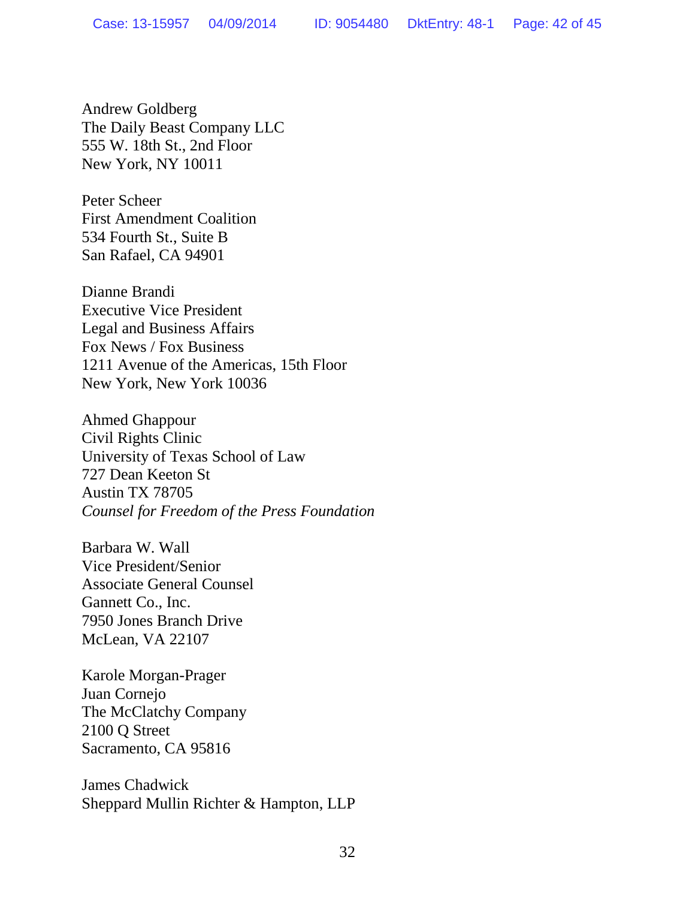Andrew Goldberg
The Daily Beast Company LLC
555 W. 18th St., 2nd Floor
New York, NY 10011

Peter Scheer
First Amendment Coalition
534 Fourth St., Suite B
San Rafael, CA 94901

Dianne Brandi
Executive Vice President
Legal and Business Affairs
Fox News / Fox Business
1211 Avenue of the Americas, 15th Floor
New York, New York 10036

Ahmed Ghappour
Civil Rights Clinic
University of Texas School of Law
727 Dean Keeton St
Austin TX 78705
*Counsel for Freedom of the Press Foundation*

Barbara W. Wall
Vice President/Senior
Associate General Counsel
Gannett Co., Inc.
7950 Jones Branch Drive
McLean, VA 22107

Karole Morgan-Prager
Juan Cornejo
The McClatchy Company
2100 Q Street
Sacramento, CA 95816

James Chadwick
Sheppard Mullin Richter & Hampton, LLP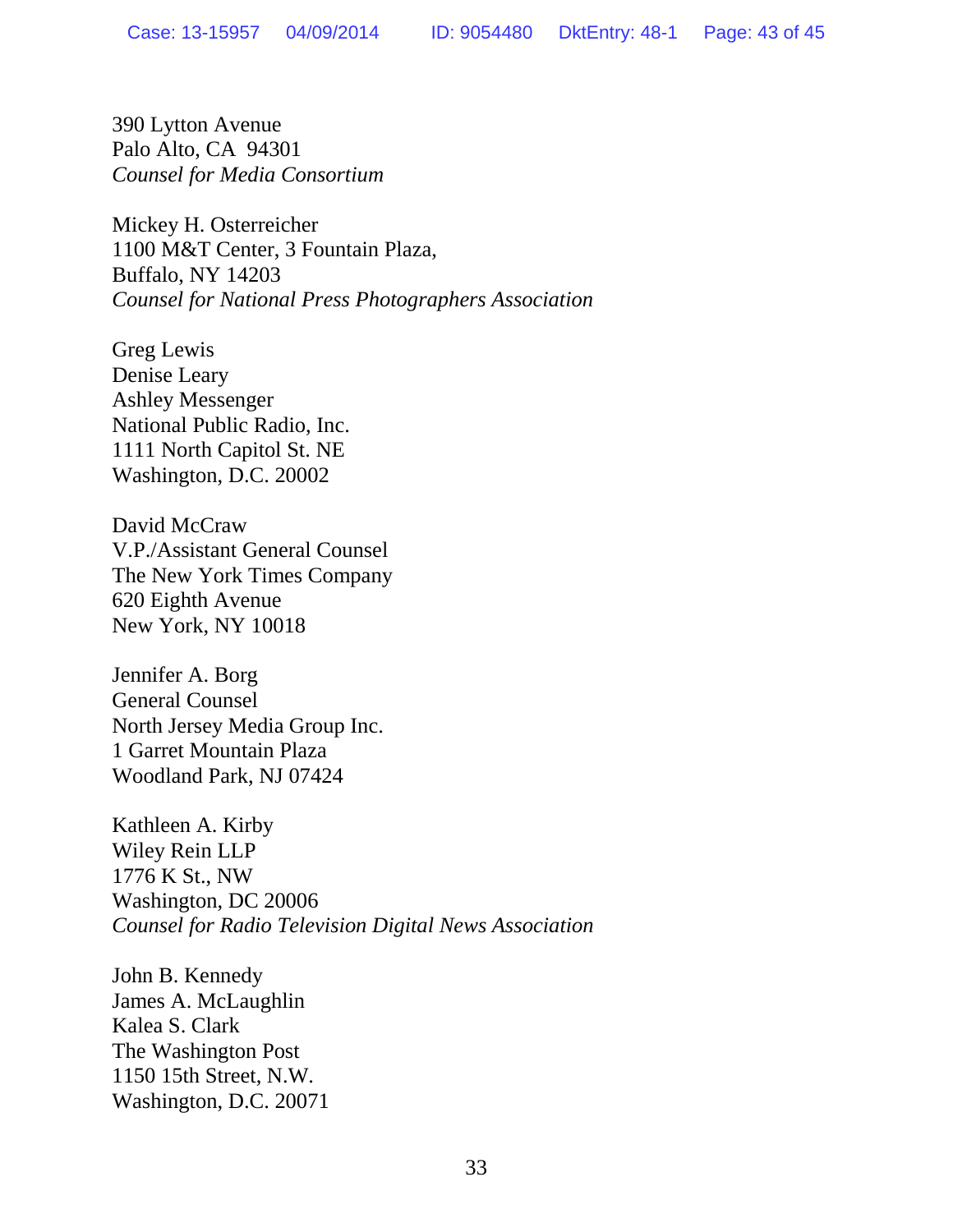390 Lytton Avenue
Palo Alto, CA  94301
*Counsel for Media Consortium*

Mickey H. Osterreicher
1100 M&T Center, 3 Fountain Plaza,
Buffalo, NY 14203
*Counsel for National Press Photographers Association*

Greg Lewis
Denise Leary
Ashley Messenger
National Public Radio, Inc.
1111 North Capitol St. NE
Washington, D.C. 20002

David McCraw
V.P./Assistant General Counsel
The New York Times Company
620 Eighth Avenue
New York, NY 10018

Jennifer A. Borg
General Counsel
North Jersey Media Group Inc.
1 Garret Mountain Plaza
Woodland Park, NJ 07424

Kathleen A. Kirby
Wiley Rein LLP
1776 K St., NW
Washington, DC 20006
*Counsel for Radio Television Digital News Association*

John B. Kennedy
James A. McLaughlin
Kalea S. Clark
The Washington Post
1150 15th Street, N.W.
Washington, D.C. 20071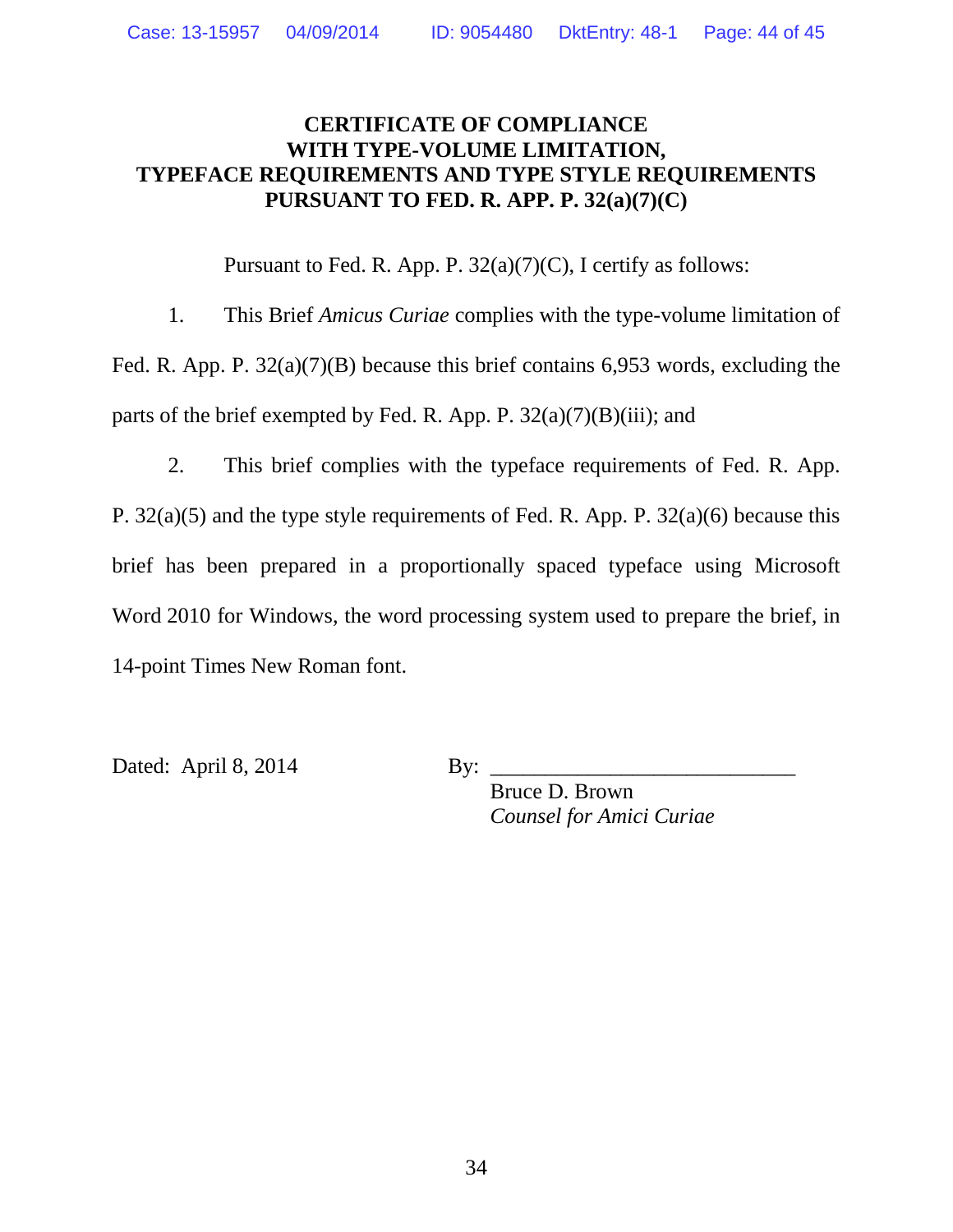# CERTIFICATE OF COMPLIANCE WITH TYPE-VOLUME LIMITATION, TYPEFACE REQUIREMENTS AND TYPE STYLE REQUIREMENTS PURSUANT TO FED. R. APP. P. 32(a)(7)(C)

Pursuant to Fed. R. App. P. 32(a)(7)(C), I certify as follows:

1. This Brief *Amicus Curiae* complies with the type-volume limitation of Fed. R. App. P. 32(a)(7)(B) because this brief contains 6,953 words, excluding the parts of the brief exempted by Fed. R. App. P. 32(a)(7)(B)(iii); and

2. This brief complies with the typeface requirements of Fed. R. App. P. 32(a)(5) and the type style requirements of Fed. R. App. P. 32(a)(6) because this brief has been prepared in a proportionally spaced typeface using Microsoft Word 2010 for Windows, the word processing system used to prepare the brief, in 14-point Times New Roman font.

Dated: April 8, 2014

By: ___________________________

Bruce D. Brown
*Counsel for Amici Curiae*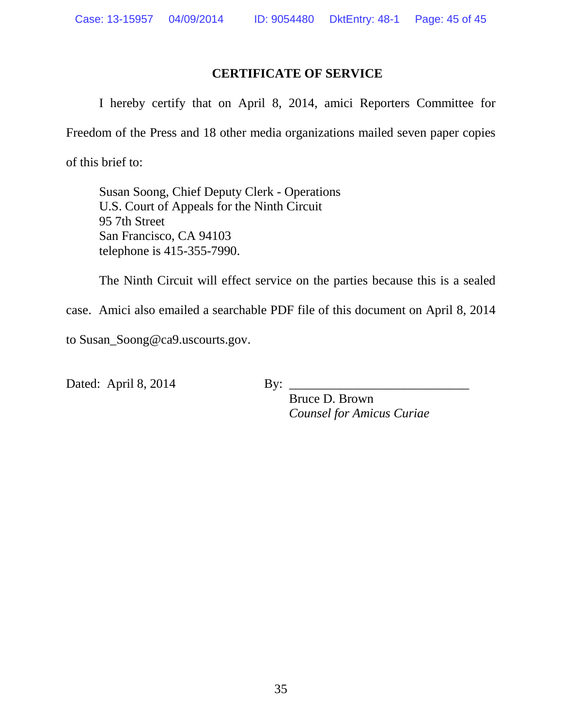## CERTIFICATE OF SERVICE

I hereby certify that on April 8, 2014, amici Reporters Committee for Freedom of the Press and 18 other media organizations mailed seven paper copies of this brief to:

Susan Soong, Chief Deputy Clerk - Operations
U.S. Court of Appeals for the Ninth Circuit
95 7th Street
San Francisco, CA 94103
telephone is 415-355-7990.

The Ninth Circuit will effect service on the parties because this is a sealed case. Amici also emailed a searchable PDF file of this document on April 8, 2014 to Susan_Soong@ca9.uscourts.gov.

Dated: April 8, 2014

By: ____________________________
Bruce D. Brown
*Counsel for Amicus Curiae*